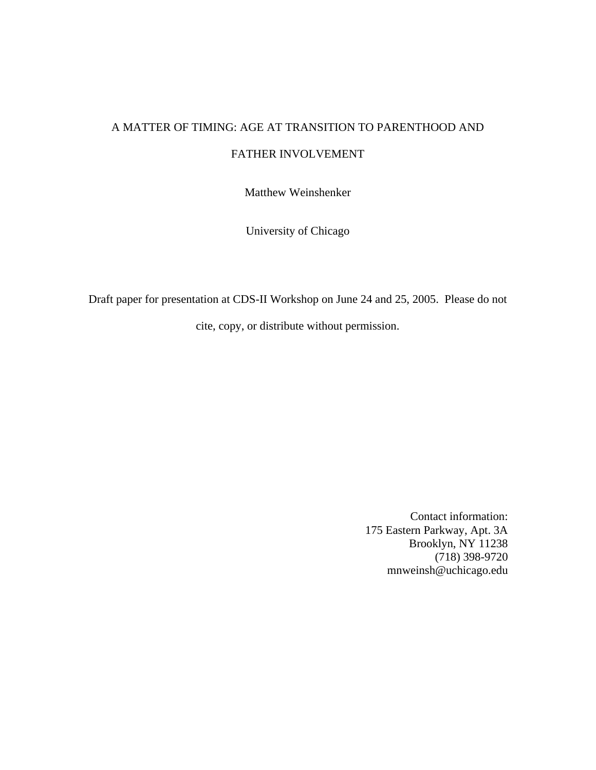# A MATTER OF TIMING: AGE AT TRANSITION TO PARENTHOOD AND FATHER INVOLVEMENT

Matthew Weinshenker

University of Chicago

Draft paper for presentation at CDS-II Workshop on June 24 and 25, 2005. Please do not cite, copy, or distribute without permission.

Contact information:  
175 Eastern Parkway, Apt. 3A  
Brooklyn, NY 11238  
(718) 398-9720  
mnweinsh@uchicago.edu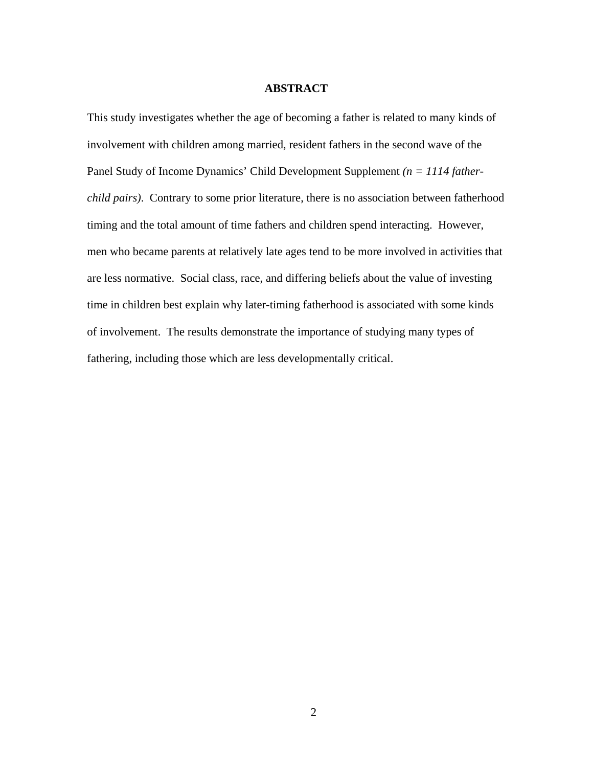## ABSTRACT

This study investigates whether the age of becoming a father is related to many kinds of involvement with children among married, resident fathers in the second wave of the Panel Study of Income Dynamics' Child Development Supplement *(n = 1114 father-child pairs)*. Contrary to some prior literature, there is no association between fatherhood timing and the total amount of time fathers and children spend interacting. However, men who became parents at relatively late ages tend to be more involved in activities that are less normative. Social class, race, and differing beliefs about the value of investing time in children best explain why later-timing fatherhood is associated with some kinds of involvement. The results demonstrate the importance of studying many types of fathering, including those which are less developmentally critical.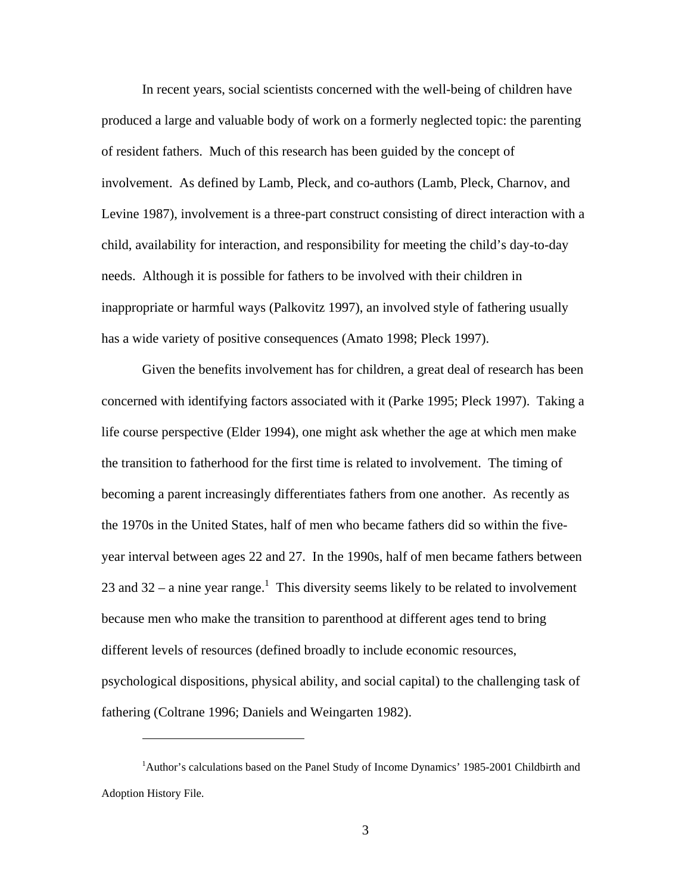In recent years, social scientists concerned with the well-being of children have produced a large and valuable body of work on a formerly neglected topic: the parenting of resident fathers. Much of this research has been guided by the concept of involvement. As defined by Lamb, Pleck, and co-authors (Lamb, Pleck, Charnov, and Levine 1987), involvement is a three-part construct consisting of direct interaction with a child, availability for interaction, and responsibility for meeting the child's day-to-day needs. Although it is possible for fathers to be involved with their children in inappropriate or harmful ways (Palkovitz 1997), an involved style of fathering usually has a wide variety of positive consequences (Amato 1998; Pleck 1997).

Given the benefits involvement has for children, a great deal of research has been concerned with identifying factors associated with it (Parke 1995; Pleck 1997). Taking a life course perspective (Elder 1994), one might ask whether the age at which men make the transition to fatherhood for the first time is related to involvement. The timing of becoming a parent increasingly differentiates fathers from one another. As recently as the 1970s in the United States, half of men who became fathers did so within the five-year interval between ages 22 and 27. In the 1990s, half of men became fathers between 23 and 32 – a nine year range.[1] This diversity seems likely to be related to involvement because men who make the transition to parenthood at different ages tend to bring different levels of resources (defined broadly to include economic resources, psychological dispositions, physical ability, and social capital) to the challenging task of fathering (Coltrane 1996; Daniels and Weingarten 1982).

---

[1] Author's calculations based on the Panel Study of Income Dynamics' 1985-2001 Childbirth and Adoption History File.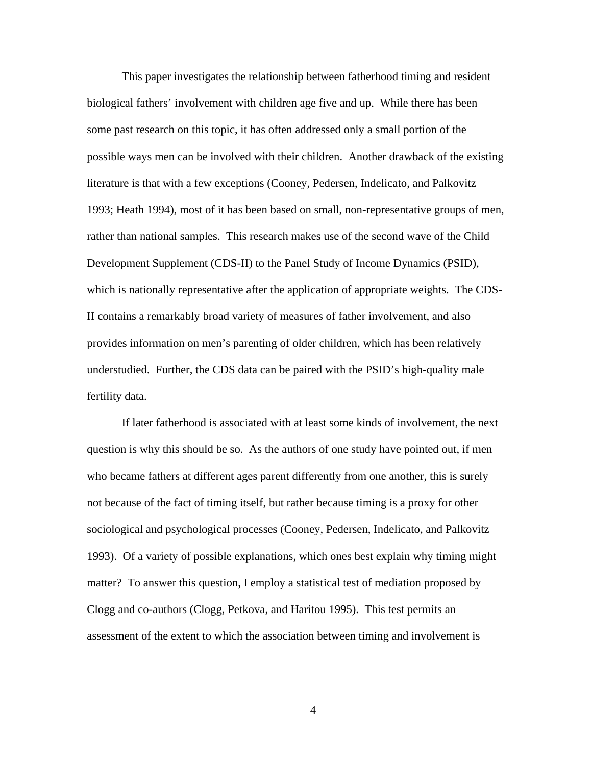This paper investigates the relationship between fatherhood timing and resident biological fathers' involvement with children age five and up. While there has been some past research on this topic, it has often addressed only a small portion of the possible ways men can be involved with their children. Another drawback of the existing literature is that with a few exceptions (Cooney, Pedersen, Indelicato, and Palkovitz 1993; Heath 1994), most of it has been based on small, non-representative groups of men, rather than national samples. This research makes use of the second wave of the Child Development Supplement (CDS-II) to the Panel Study of Income Dynamics (PSID), which is nationally representative after the application of appropriate weights. The CDS-II contains a remarkably broad variety of measures of father involvement, and also provides information on men's parenting of older children, which has been relatively understudied. Further, the CDS data can be paired with the PSID's high-quality male fertility data.

If later fatherhood is associated with at least some kinds of involvement, the next question is why this should be so. As the authors of one study have pointed out, if men who became fathers at different ages parent differently from one another, this is surely not because of the fact of timing itself, but rather because timing is a proxy for other sociological and psychological processes (Cooney, Pedersen, Indelicato, and Palkovitz 1993). Of a variety of possible explanations, which ones best explain why timing might matter? To answer this question, I employ a statistical test of mediation proposed by Clogg and co-authors (Clogg, Petkova, and Haritou 1995). This test permits an assessment of the extent to which the association between timing and involvement is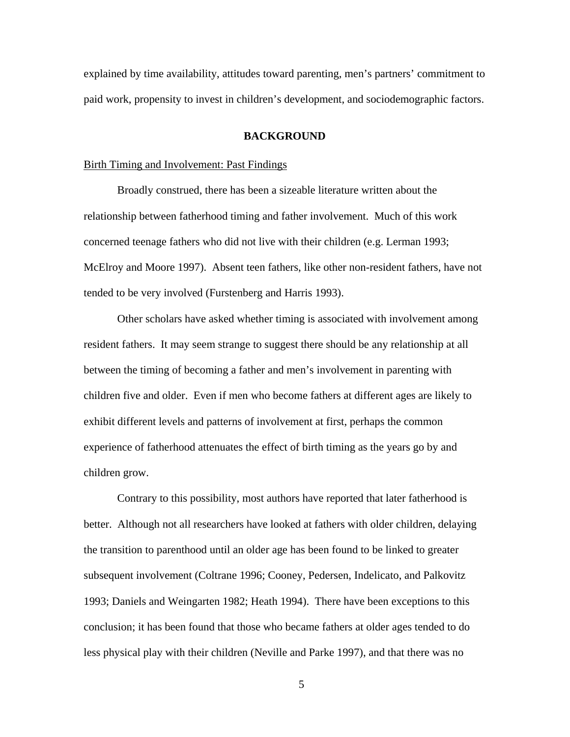explained by time availability, attitudes toward parenting, men's partners' commitment to paid work, propensity to invest in children's development, and sociodemographic factors.

## BACKGROUND

### Birth Timing and Involvement: Past Findings

Broadly construed, there has been a sizeable literature written about the relationship between fatherhood timing and father involvement. Much of this work concerned teenage fathers who did not live with their children (e.g. Lerman 1993; McElroy and Moore 1997). Absent teen fathers, like other non-resident fathers, have not tended to be very involved (Furstenberg and Harris 1993).

Other scholars have asked whether timing is associated with involvement among resident fathers. It may seem strange to suggest there should be any relationship at all between the timing of becoming a father and men's involvement in parenting with children five and older. Even if men who become fathers at different ages are likely to exhibit different levels and patterns of involvement at first, perhaps the common experience of fatherhood attenuates the effect of birth timing as the years go by and children grow.

Contrary to this possibility, most authors have reported that later fatherhood is better. Although not all researchers have looked at fathers with older children, delaying the transition to parenthood until an older age has been found to be linked to greater subsequent involvement (Coltrane 1996; Cooney, Pedersen, Indelicato, and Palkovitz 1993; Daniels and Weingarten 1982; Heath 1994). There have been exceptions to this conclusion; it has been found that those who became fathers at older ages tended to do less physical play with their children (Neville and Parke 1997), and that there was no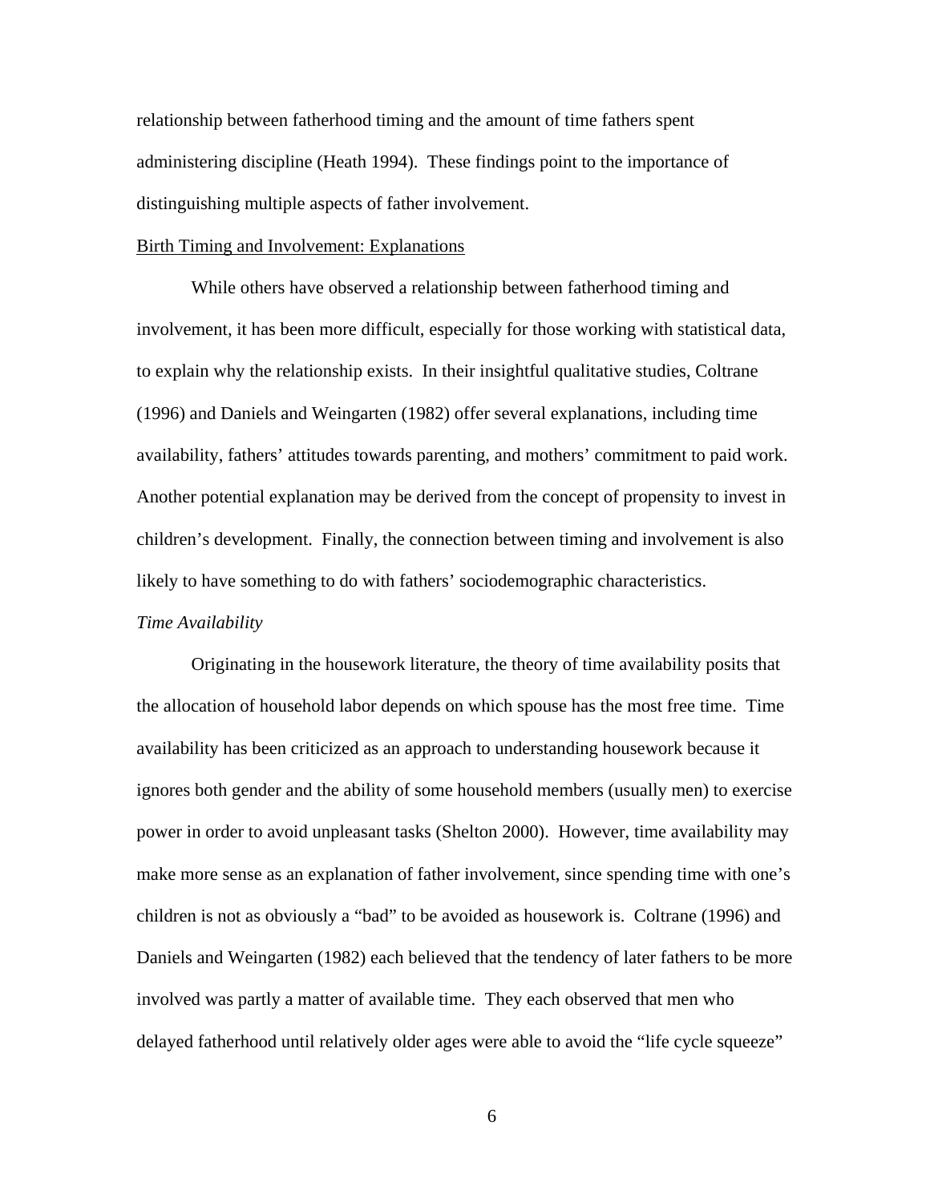relationship between fatherhood timing and the amount of time fathers spent administering discipline (Heath 1994). These findings point to the importance of distinguishing multiple aspects of father involvement.

## Birth Timing and Involvement: Explanations

While others have observed a relationship between fatherhood timing and involvement, it has been more difficult, especially for those working with statistical data, to explain why the relationship exists. In their insightful qualitative studies, Coltrane (1996) and Daniels and Weingarten (1982) offer several explanations, including time availability, fathers' attitudes towards parenting, and mothers' commitment to paid work. Another potential explanation may be derived from the concept of propensity to invest in children's development. Finally, the connection between timing and involvement is also likely to have something to do with fathers' sociodemographic characteristics.

### *Time Availability*

Originating in the housework literature, the theory of time availability posits that the allocation of household labor depends on which spouse has the most free time. Time availability has been criticized as an approach to understanding housework because it ignores both gender and the ability of some household members (usually men) to exercise power in order to avoid unpleasant tasks (Shelton 2000). However, time availability may make more sense as an explanation of father involvement, since spending time with one's children is not as obviously a "bad" to be avoided as housework is. Coltrane (1996) and Daniels and Weingarten (1982) each believed that the tendency of later fathers to be more involved was partly a matter of available time. They each observed that men who delayed fatherhood until relatively older ages were able to avoid the "life cycle squeeze"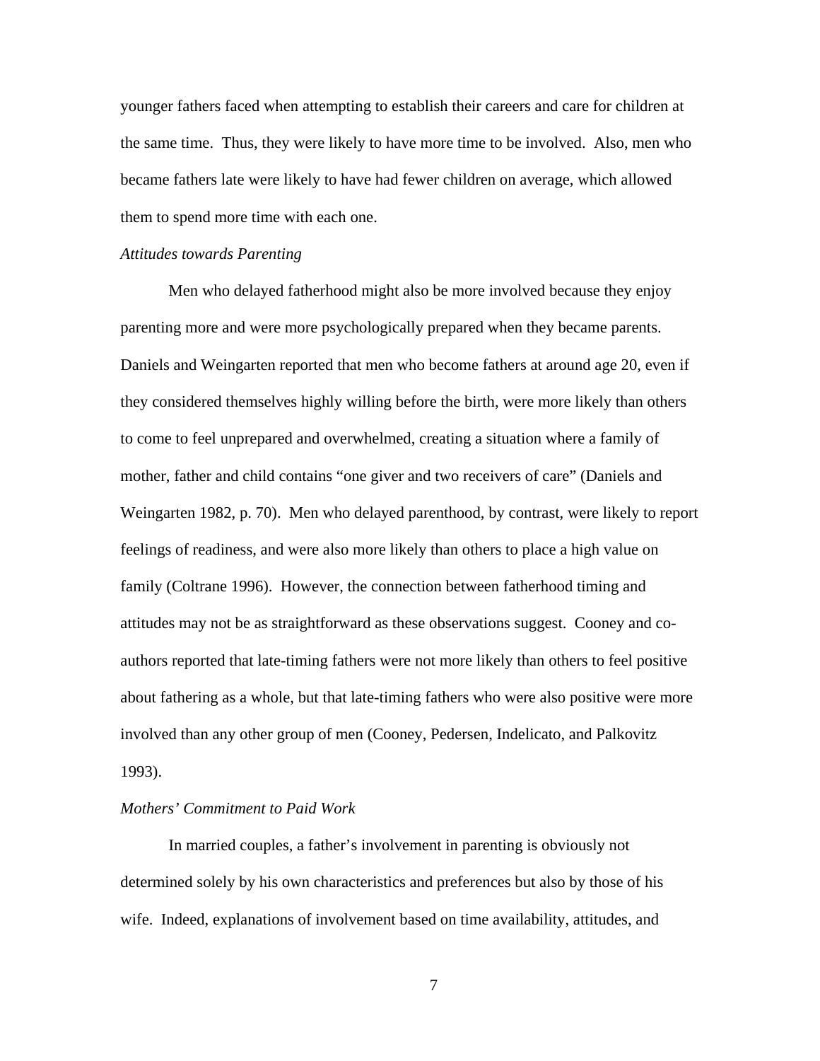younger fathers faced when attempting to establish their careers and care for children at the same time. Thus, they were likely to have more time to be involved. Also, men who became fathers late were likely to have had fewer children on average, which allowed them to spend more time with each one.

*Attitudes towards Parenting*

Men who delayed fatherhood might also be more involved because they enjoy parenting more and were more psychologically prepared when they became parents. Daniels and Weingarten reported that men who become fathers at around age 20, even if they considered themselves highly willing before the birth, were more likely than others to come to feel unprepared and overwhelmed, creating a situation where a family of mother, father and child contains "one giver and two receivers of care" (Daniels and Weingarten 1982, p. 70). Men who delayed parenthood, by contrast, were likely to report feelings of readiness, and were also more likely than others to place a high value on family (Coltrane 1996). However, the connection between fatherhood timing and attitudes may not be as straightforward as these observations suggest. Cooney and co-authors reported that late-timing fathers were not more likely than others to feel positive about fathering as a whole, but that late-timing fathers who were also positive were more involved than any other group of men (Cooney, Pedersen, Indelicato, and Palkovitz 1993).

*Mothers' Commitment to Paid Work*

In married couples, a father's involvement in parenting is obviously not determined solely by his own characteristics and preferences but also by those of his wife. Indeed, explanations of involvement based on time availability, attitudes, and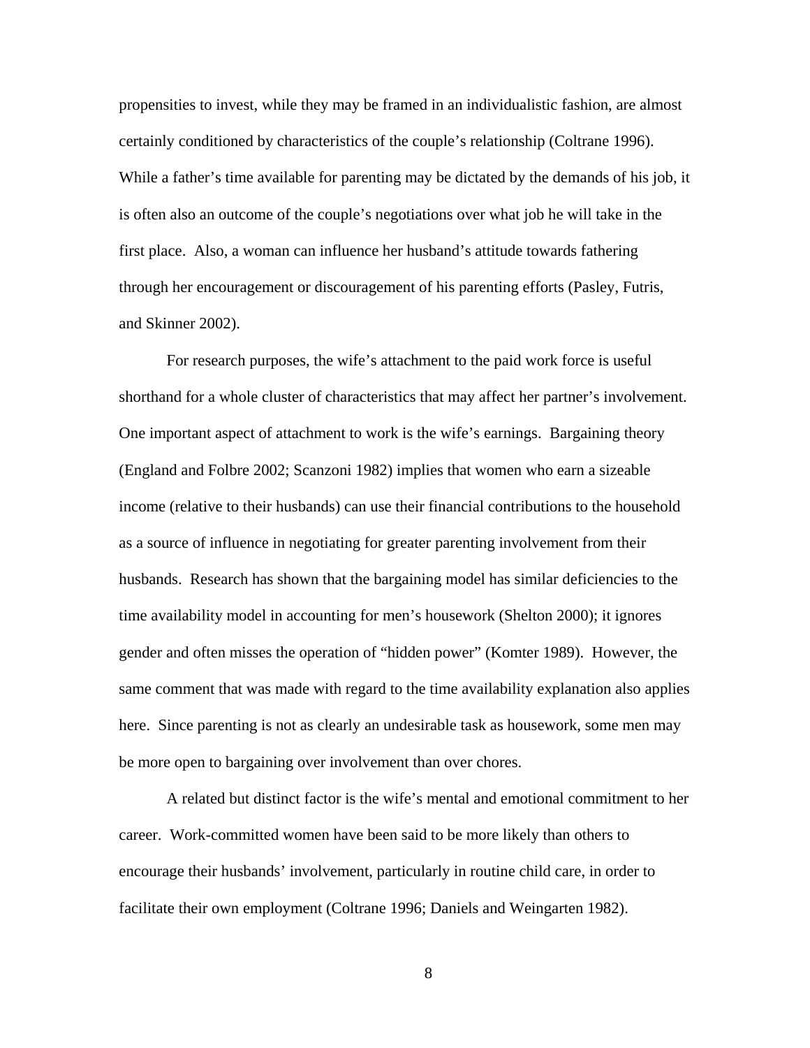propensities to invest, while they may be framed in an individualistic fashion, are almost certainly conditioned by characteristics of the couple's relationship (Coltrane 1996). While a father's time available for parenting may be dictated by the demands of his job, it is often also an outcome of the couple's negotiations over what job he will take in the first place. Also, a woman can influence her husband's attitude towards fathering through her encouragement or discouragement of his parenting efforts (Pasley, Futris, and Skinner 2002).

For research purposes, the wife's attachment to the paid work force is useful shorthand for a whole cluster of characteristics that may affect her partner's involvement. One important aspect of attachment to work is the wife's earnings. Bargaining theory (England and Folbre 2002; Scanzoni 1982) implies that women who earn a sizeable income (relative to their husbands) can use their financial contributions to the household as a source of influence in negotiating for greater parenting involvement from their husbands. Research has shown that the bargaining model has similar deficiencies to the time availability model in accounting for men's housework (Shelton 2000); it ignores gender and often misses the operation of "hidden power" (Komter 1989). However, the same comment that was made with regard to the time availability explanation also applies here. Since parenting is not as clearly an undesirable task as housework, some men may be more open to bargaining over involvement than over chores.

A related but distinct factor is the wife's mental and emotional commitment to her career. Work-committed women have been said to be more likely than others to encourage their husbands' involvement, particularly in routine child care, in order to facilitate their own employment (Coltrane 1996; Daniels and Weingarten 1982).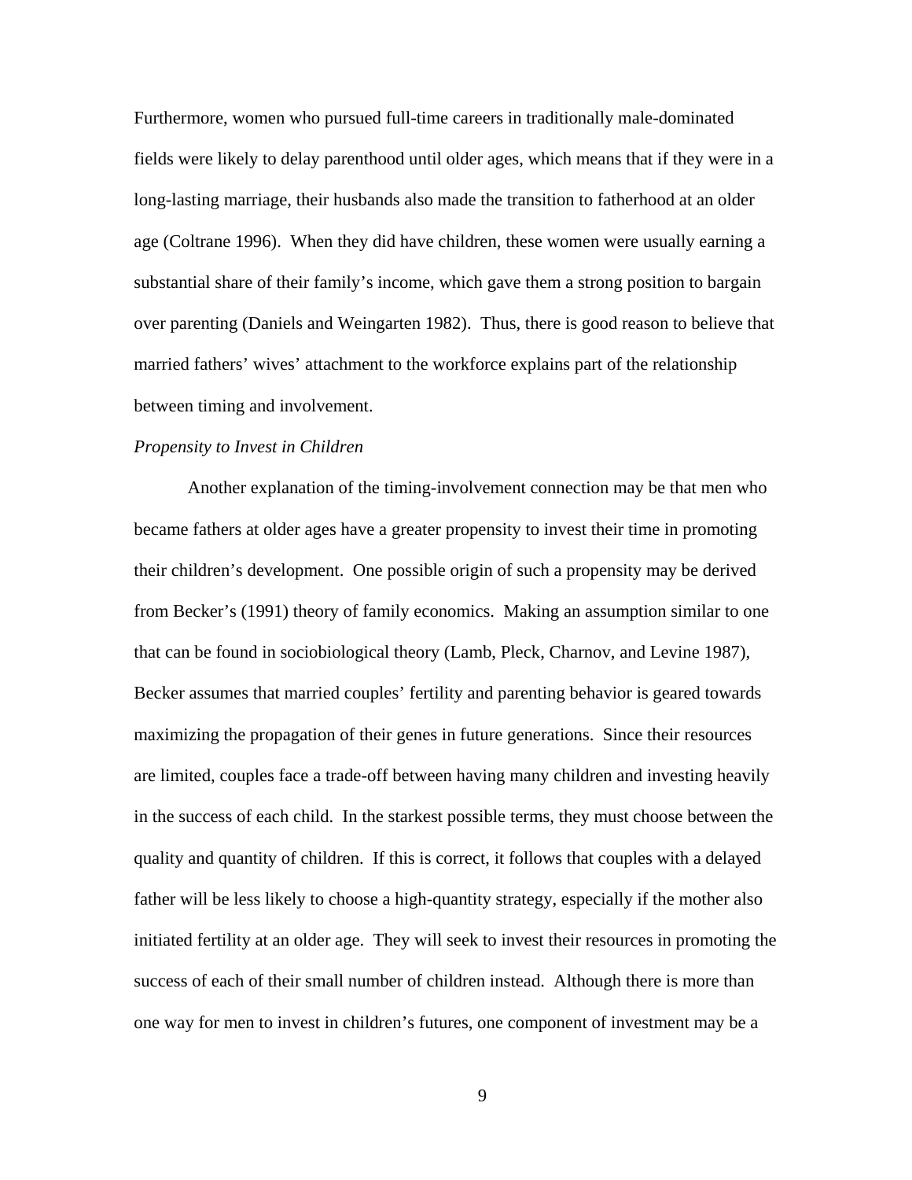Furthermore, women who pursued full-time careers in traditionally male-dominated fields were likely to delay parenthood until older ages, which means that if they were in a long-lasting marriage, their husbands also made the transition to fatherhood at an older age (Coltrane 1996). When they did have children, these women were usually earning a substantial share of their family's income, which gave them a strong position to bargain over parenting (Daniels and Weingarten 1982). Thus, there is good reason to believe that married fathers' wives' attachment to the workforce explains part of the relationship between timing and involvement.

*Propensity to Invest in Children*

Another explanation of the timing-involvement connection may be that men who became fathers at older ages have a greater propensity to invest their time in promoting their children's development. One possible origin of such a propensity may be derived from Becker's (1991) theory of family economics. Making an assumption similar to one that can be found in sociobiological theory (Lamb, Pleck, Charnov, and Levine 1987), Becker assumes that married couples' fertility and parenting behavior is geared towards maximizing the propagation of their genes in future generations. Since their resources are limited, couples face a trade-off between having many children and investing heavily in the success of each child. In the starkest possible terms, they must choose between the quality and quantity of children. If this is correct, it follows that couples with a delayed father will be less likely to choose a high-quantity strategy, especially if the mother also initiated fertility at an older age. They will seek to invest their resources in promoting the success of each of their small number of children instead. Although there is more than one way for men to invest in children's futures, one component of investment may be a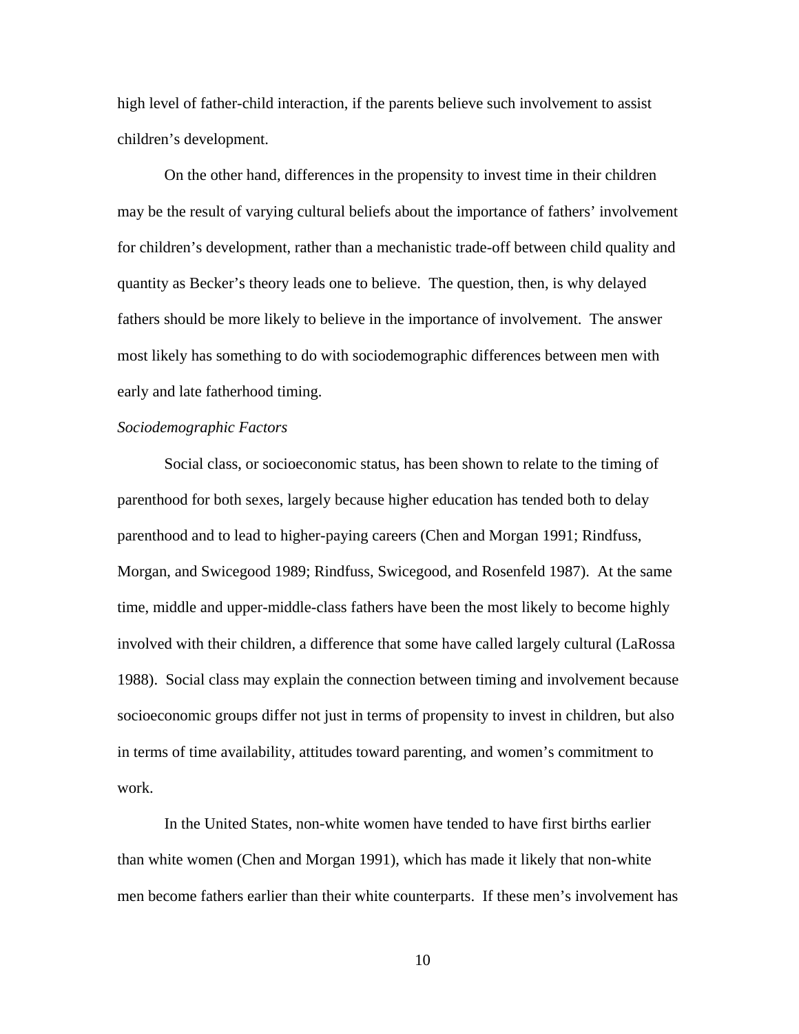high level of father-child interaction, if the parents believe such involvement to assist children's development.

On the other hand, differences in the propensity to invest time in their children may be the result of varying cultural beliefs about the importance of fathers' involvement for children's development, rather than a mechanistic trade-off between child quality and quantity as Becker's theory leads one to believe. The question, then, is why delayed fathers should be more likely to believe in the importance of involvement. The answer most likely has something to do with sociodemographic differences between men with early and late fatherhood timing.

*Sociodemographic Factors*

Social class, or socioeconomic status, has been shown to relate to the timing of parenthood for both sexes, largely because higher education has tended both to delay parenthood and to lead to higher-paying careers (Chen and Morgan 1991; Rindfuss, Morgan, and Swicegood 1989; Rindfuss, Swicegood, and Rosenfeld 1987). At the same time, middle and upper-middle-class fathers have been the most likely to become highly involved with their children, a difference that some have called largely cultural (LaRossa 1988). Social class may explain the connection between timing and involvement because socioeconomic groups differ not just in terms of propensity to invest in children, but also in terms of time availability, attitudes toward parenting, and women's commitment to work.

In the United States, non-white women have tended to have first births earlier than white women (Chen and Morgan 1991), which has made it likely that non-white men become fathers earlier than their white counterparts. If these men's involvement has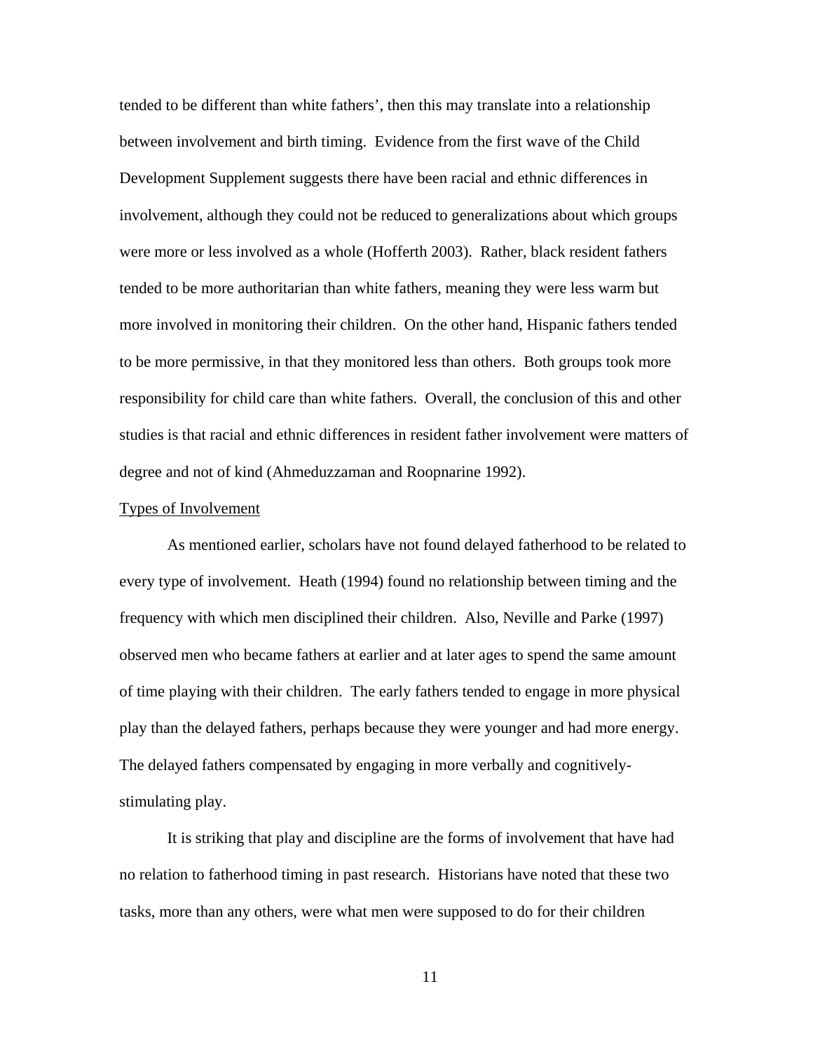tended to be different than white fathers', then this may translate into a relationship between involvement and birth timing. Evidence from the first wave of the Child Development Supplement suggests there have been racial and ethnic differences in involvement, although they could not be reduced to generalizations about which groups were more or less involved as a whole (Hofferth 2003). Rather, black resident fathers tended to be more authoritarian than white fathers, meaning they were less warm but more involved in monitoring their children. On the other hand, Hispanic fathers tended to be more permissive, in that they monitored less than others. Both groups took more responsibility for child care than white fathers. Overall, the conclusion of this and other studies is that racial and ethnic differences in resident father involvement were matters of degree and not of kind (Ahmeduzzaman and Roopnarine 1992).

Types of Involvement

As mentioned earlier, scholars have not found delayed fatherhood to be related to every type of involvement. Heath (1994) found no relationship between timing and the frequency with which men disciplined their children. Also, Neville and Parke (1997) observed men who became fathers at earlier and at later ages to spend the same amount of time playing with their children. The early fathers tended to engage in more physical play than the delayed fathers, perhaps because they were younger and had more energy. The delayed fathers compensated by engaging in more verbally and cognitively-stimulating play.

It is striking that play and discipline are the forms of involvement that have had no relation to fatherhood timing in past research. Historians have noted that these two tasks, more than any others, were what men were supposed to do for their children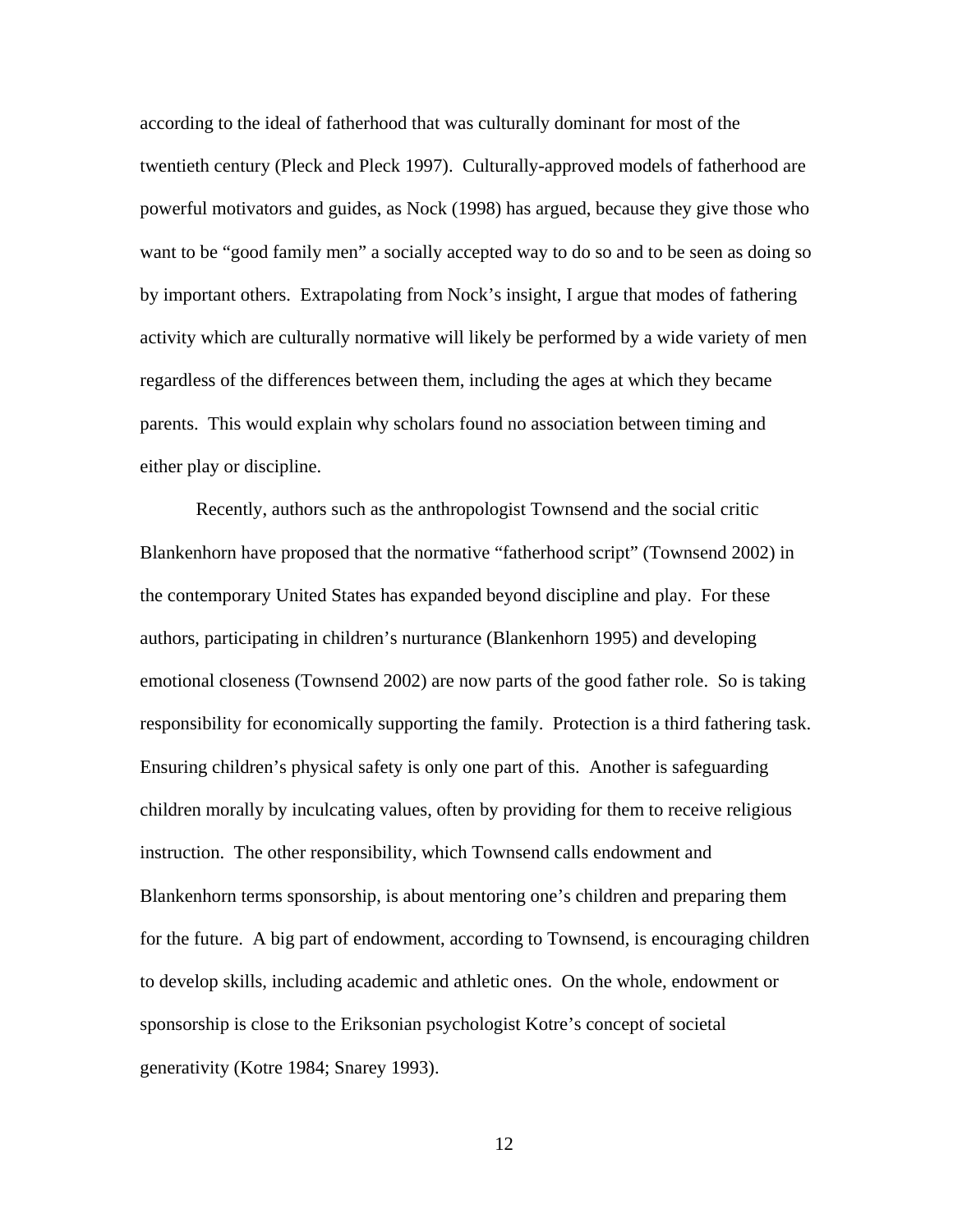according to the ideal of fatherhood that was culturally dominant for most of the twentieth century (Pleck and Pleck 1997). Culturally-approved models of fatherhood are powerful motivators and guides, as Nock (1998) has argued, because they give those who want to be "good family men" a socially accepted way to do so and to be seen as doing so by important others. Extrapolating from Nock's insight, I argue that modes of fathering activity which are culturally normative will likely be performed by a wide variety of men regardless of the differences between them, including the ages at which they became parents. This would explain why scholars found no association between timing and either play or discipline.

Recently, authors such as the anthropologist Townsend and the social critic Blankenhorn have proposed that the normative "fatherhood script" (Townsend 2002) in the contemporary United States has expanded beyond discipline and play. For these authors, participating in children's nurturance (Blankenhorn 1995) and developing emotional closeness (Townsend 2002) are now parts of the good father role. So is taking responsibility for economically supporting the family. Protection is a third fathering task. Ensuring children's physical safety is only one part of this. Another is safeguarding children morally by inculcating values, often by providing for them to receive religious instruction. The other responsibility, which Townsend calls endowment and Blankenhorn terms sponsorship, is about mentoring one's children and preparing them for the future. A big part of endowment, according to Townsend, is encouraging children to develop skills, including academic and athletic ones. On the whole, endowment or sponsorship is close to the Eriksonian psychologist Kotre's concept of societal generativity (Kotre 1984; Snarey 1993).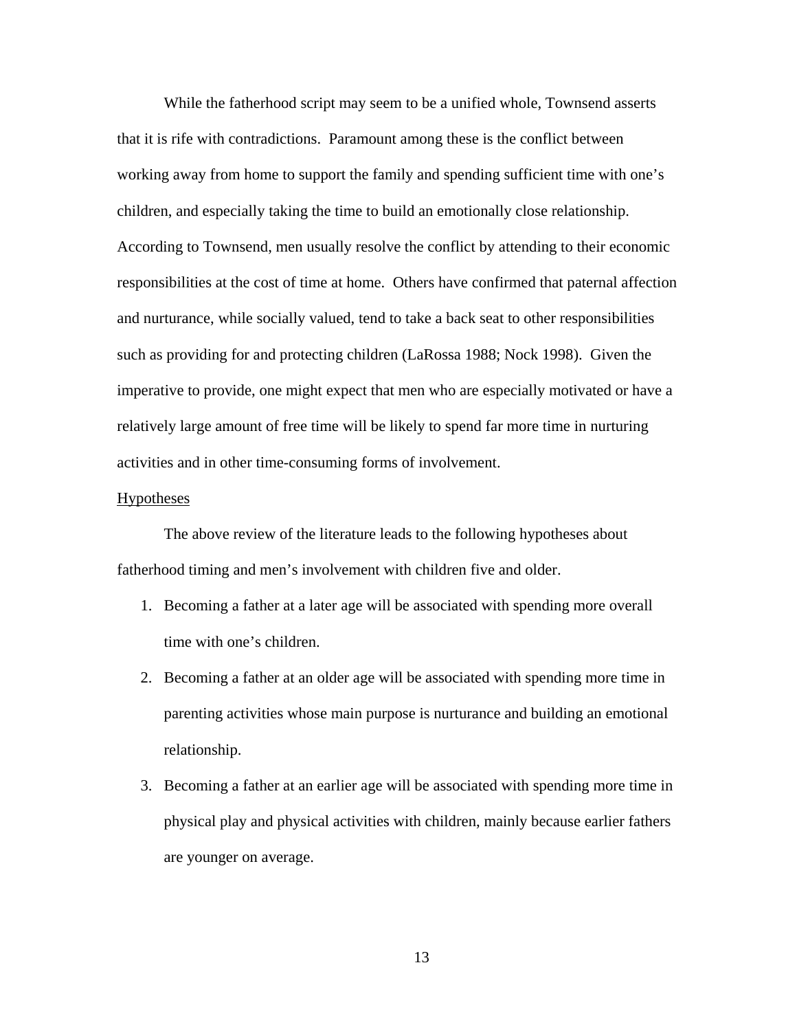While the fatherhood script may seem to be a unified whole, Townsend asserts that it is rife with contradictions. Paramount among these is the conflict between working away from home to support the family and spending sufficient time with one's children, and especially taking the time to build an emotionally close relationship. According to Townsend, men usually resolve the conflict by attending to their economic responsibilities at the cost of time at home. Others have confirmed that paternal affection and nurturance, while socially valued, tend to take a back seat to other responsibilities such as providing for and protecting children (LaRossa 1988; Nock 1998). Given the imperative to provide, one might expect that men who are especially motivated or have a relatively large amount of free time will be likely to spend far more time in nurturing activities and in other time-consuming forms of involvement.

## Hypotheses

The above review of the literature leads to the following hypotheses about fatherhood timing and men's involvement with children five and older.

1. Becoming a father at a later age will be associated with spending more overall time with one's children.
2. Becoming a father at an older age will be associated with spending more time in parenting activities whose main purpose is nurturance and building an emotional relationship.
3. Becoming a father at an earlier age will be associated with spending more time in physical play and physical activities with children, mainly because earlier fathers are younger on average.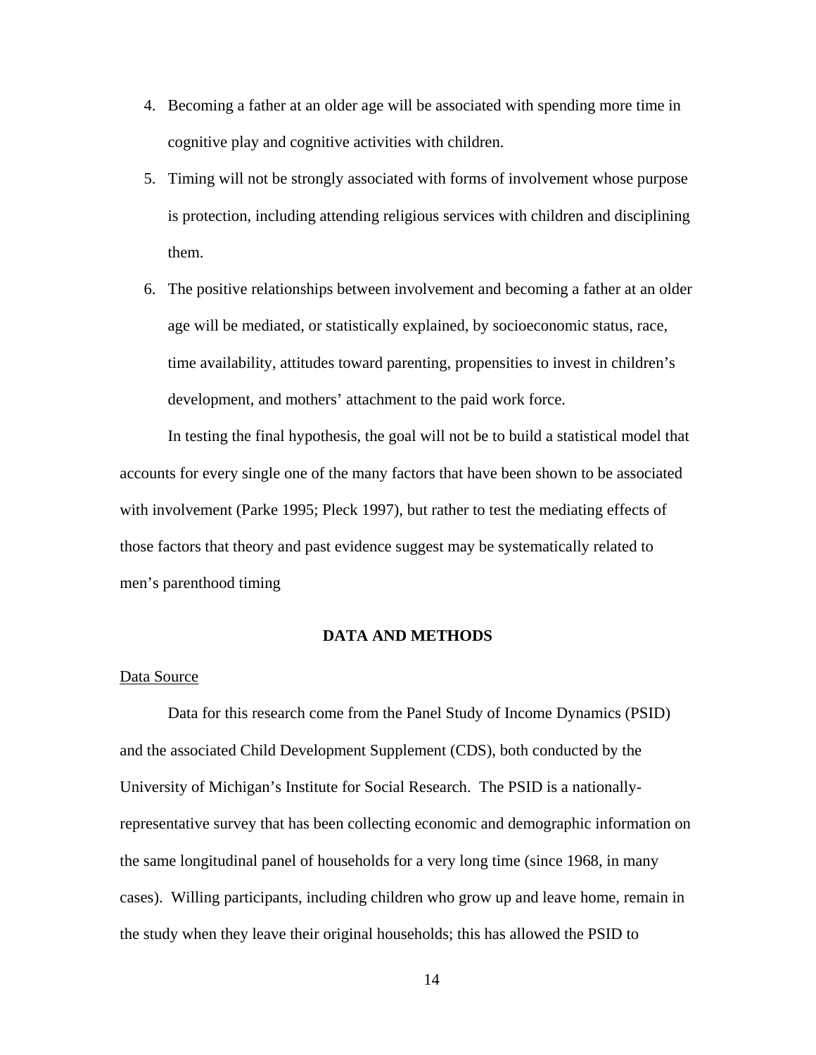4. Becoming a father at an older age will be associated with spending more time in cognitive play and cognitive activities with children.
5. Timing will not be strongly associated with forms of involvement whose purpose is protection, including attending religious services with children and disciplining them.
6. The positive relationships between involvement and becoming a father at an older age will be mediated, or statistically explained, by socioeconomic status, race, time availability, attitudes toward parenting, propensities to invest in children's development, and mothers' attachment to the paid work force.

In testing the final hypothesis, the goal will not be to build a statistical model that accounts for every single one of the many factors that have been shown to be associated with involvement (Parke 1995; Pleck 1997), but rather to test the mediating effects of those factors that theory and past evidence suggest may be systematically related to men's parenthood timing

## DATA AND METHODS

### Data Source

Data for this research come from the Panel Study of Income Dynamics (PSID) and the associated Child Development Supplement (CDS), both conducted by the University of Michigan's Institute for Social Research. The PSID is a nationally-representative survey that has been collecting economic and demographic information on the same longitudinal panel of households for a very long time (since 1968, in many cases). Willing participants, including children who grow up and leave home, remain in the study when they leave their original households; this has allowed the PSID to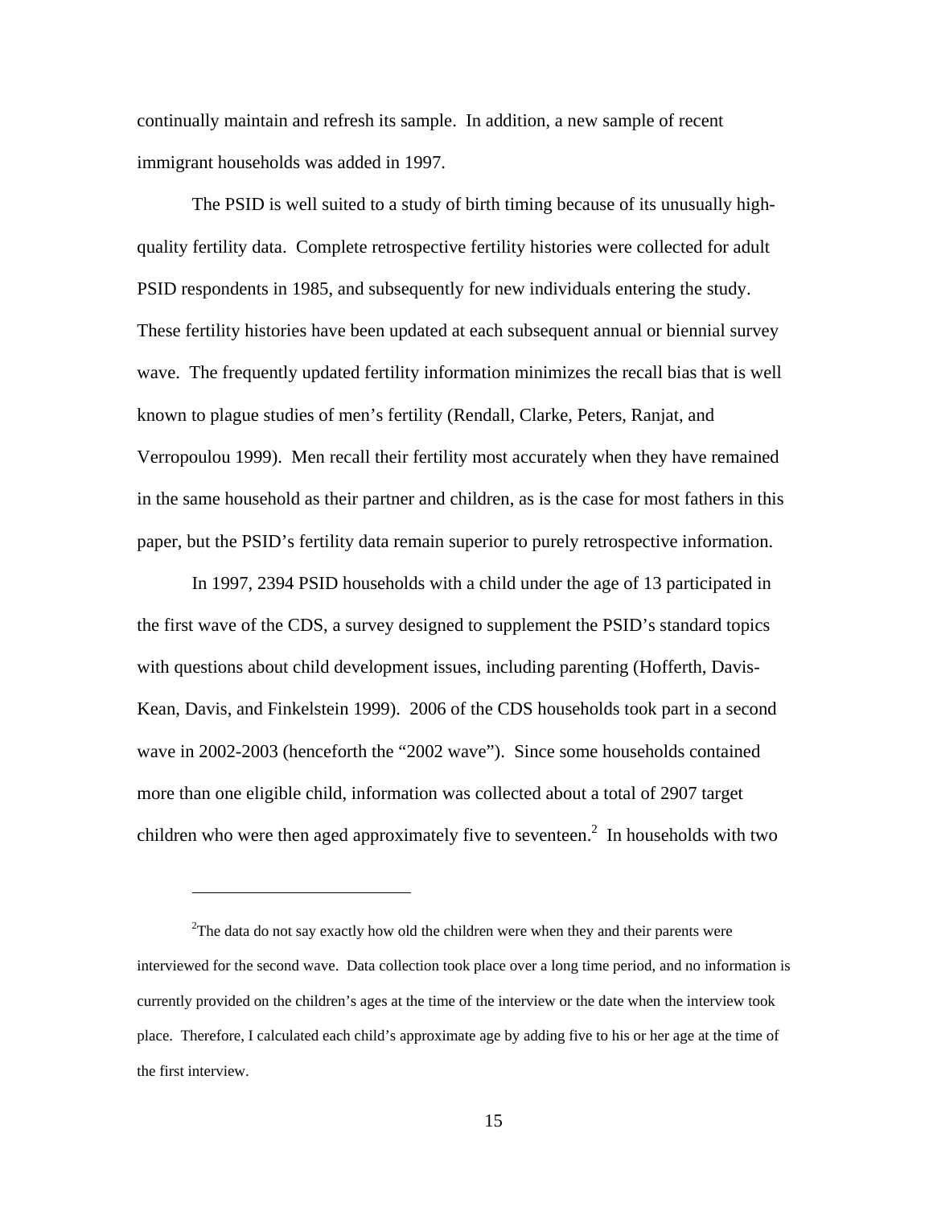continually maintain and refresh its sample. In addition, a new sample of recent immigrant households was added in 1997.

The PSID is well suited to a study of birth timing because of its unusually high-quality fertility data. Complete retrospective fertility histories were collected for adult PSID respondents in 1985, and subsequently for new individuals entering the study. These fertility histories have been updated at each subsequent annual or biennial survey wave. The frequently updated fertility information minimizes the recall bias that is well known to plague studies of men's fertility (Rendall, Clarke, Peters, Ranjat, and Verropoulou 1999). Men recall their fertility most accurately when they have remained in the same household as their partner and children, as is the case for most fathers in this paper, but the PSID's fertility data remain superior to purely retrospective information.

In 1997, 2394 PSID households with a child under the age of 13 participated in the first wave of the CDS, a survey designed to supplement the PSID's standard topics with questions about child development issues, including parenting (Hofferth, Davis-Kean, Davis, and Finkelstein 1999). 2006 of the CDS households took part in a second wave in 2002-2003 (henceforth the "2002 wave"). Since some households contained more than one eligible child, information was collected about a total of 2907 target children who were then aged approximately five to seventeen.[2] In households with two

---

[2]The data do not say exactly how old the children were when they and their parents were interviewed for the second wave. Data collection took place over a long time period, and no information is currently provided on the children's ages at the time of the interview or the date when the interview took place. Therefore, I calculated each child's approximate age by adding five to his or her age at the time of the first interview.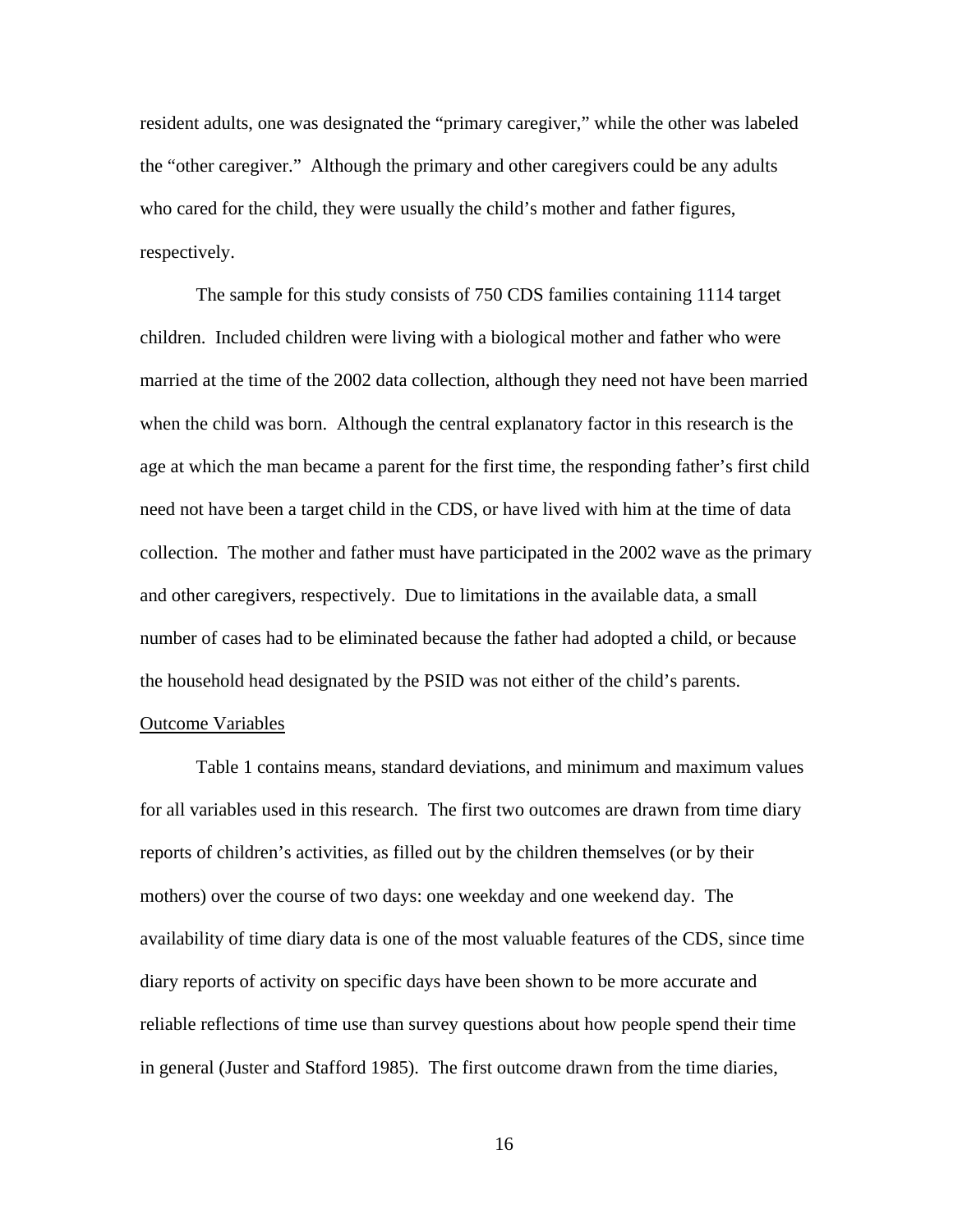resident adults, one was designated the "primary caregiver," while the other was labeled the "other caregiver." Although the primary and other caregivers could be any adults who cared for the child, they were usually the child's mother and father figures, respectively.

The sample for this study consists of 750 CDS families containing 1114 target children. Included children were living with a biological mother and father who were married at the time of the 2002 data collection, although they need not have been married when the child was born. Although the central explanatory factor in this research is the age at which the man became a parent for the first time, the responding father's first child need not have been a target child in the CDS, or have lived with him at the time of data collection. The mother and father must have participated in the 2002 wave as the primary and other caregivers, respectively. Due to limitations in the available data, a small number of cases had to be eliminated because the father had adopted a child, or because the household head designated by the PSID was not either of the child's parents.

<u>Outcome Variables</u>

Table 1 contains means, standard deviations, and minimum and maximum values for all variables used in this research. The first two outcomes are drawn from time diary reports of children's activities, as filled out by the children themselves (or by their mothers) over the course of two days: one weekday and one weekend day. The availability of time diary data is one of the most valuable features of the CDS, since time diary reports of activity on specific days have been shown to be more accurate and reliable reflections of time use than survey questions about how people spend their time in general (Juster and Stafford 1985). The first outcome drawn from the time diaries,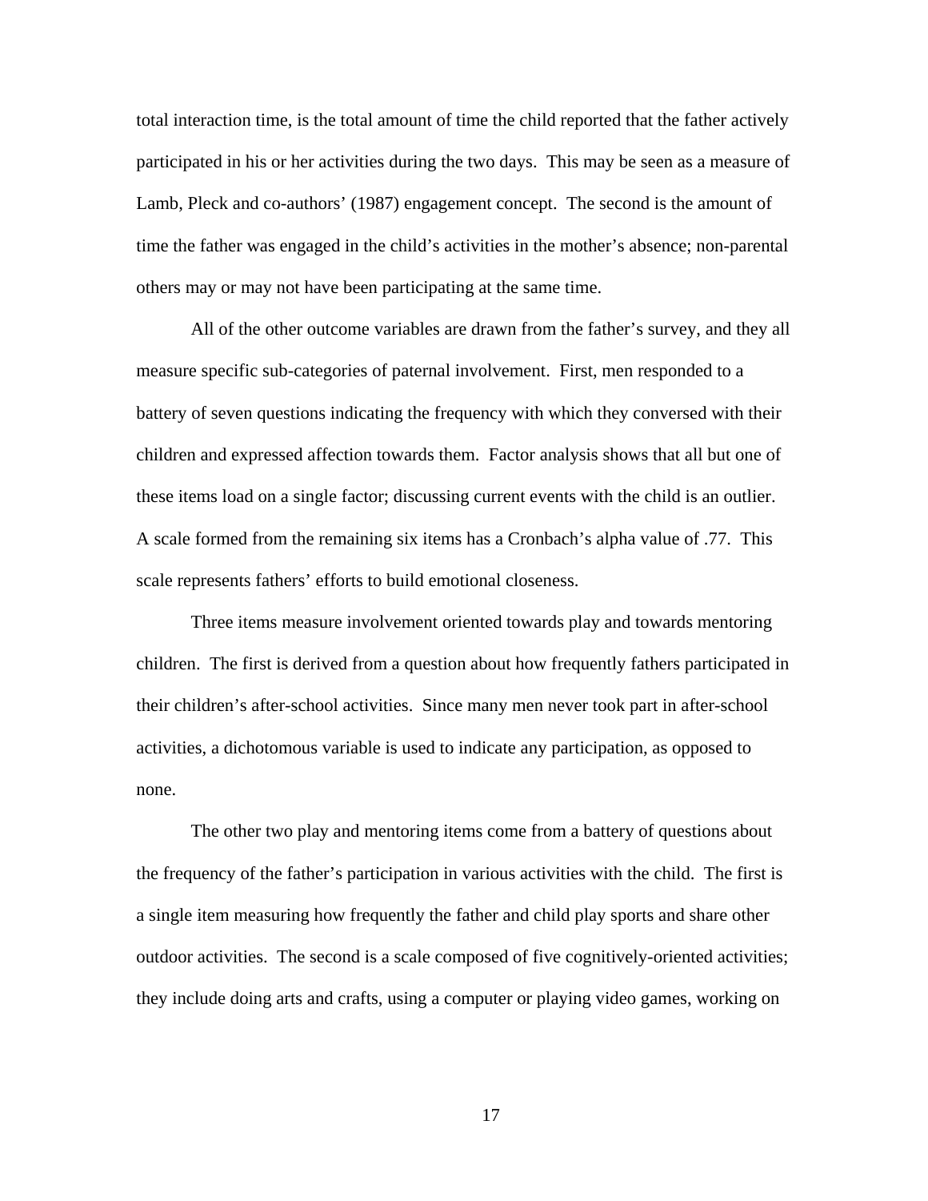total interaction time, is the total amount of time the child reported that the father actively participated in his or her activities during the two days. This may be seen as a measure of Lamb, Pleck and co-authors' (1987) engagement concept. The second is the amount of time the father was engaged in the child's activities in the mother's absence; non-parental others may or may not have been participating at the same time.

All of the other outcome variables are drawn from the father's survey, and they all measure specific sub-categories of paternal involvement. First, men responded to a battery of seven questions indicating the frequency with which they conversed with their children and expressed affection towards them. Factor analysis shows that all but one of these items load on a single factor; discussing current events with the child is an outlier. A scale formed from the remaining six items has a Cronbach's alpha value of .77. This scale represents fathers' efforts to build emotional closeness.

Three items measure involvement oriented towards play and towards mentoring children. The first is derived from a question about how frequently fathers participated in their children's after-school activities. Since many men never took part in after-school activities, a dichotomous variable is used to indicate any participation, as opposed to none.

The other two play and mentoring items come from a battery of questions about the frequency of the father's participation in various activities with the child. The first is a single item measuring how frequently the father and child play sports and share other outdoor activities. The second is a scale composed of five cognitively-oriented activities; they include doing arts and crafts, using a computer or playing video games, working on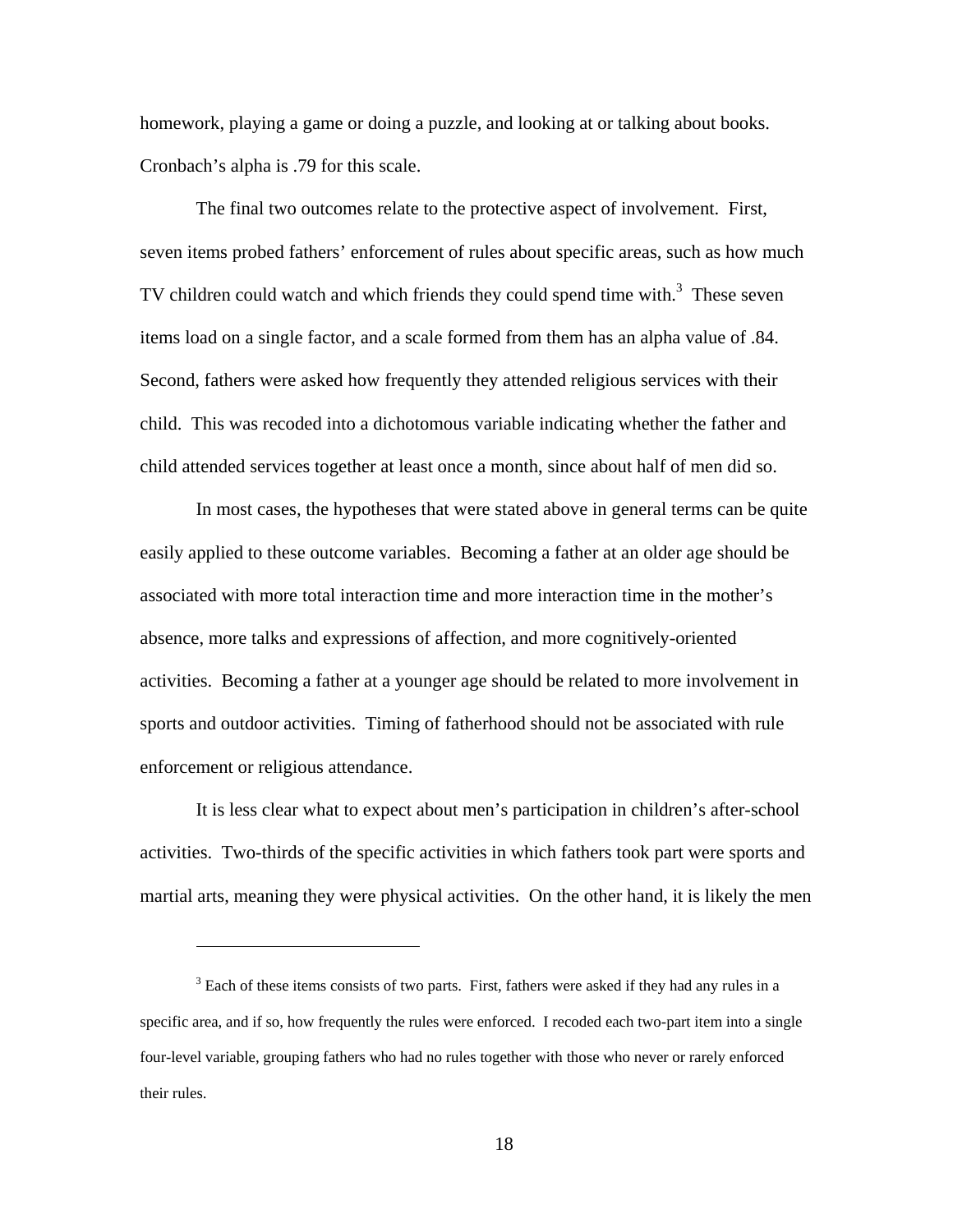homework, playing a game or doing a puzzle, and looking at or talking about books. Cronbach's alpha is .79 for this scale.

The final two outcomes relate to the protective aspect of involvement. First, seven items probed fathers' enforcement of rules about specific areas, such as how much TV children could watch and which friends they could spend time with.[3] These seven items load on a single factor, and a scale formed from them has an alpha value of .84. Second, fathers were asked how frequently they attended religious services with their child. This was recoded into a dichotomous variable indicating whether the father and child attended services together at least once a month, since about half of men did so.

In most cases, the hypotheses that were stated above in general terms can be quite easily applied to these outcome variables. Becoming a father at an older age should be associated with more total interaction time and more interaction time in the mother's absence, more talks and expressions of affection, and more cognitively-oriented activities. Becoming a father at a younger age should be related to more involvement in sports and outdoor activities. Timing of fatherhood should not be associated with rule enforcement or religious attendance.

It is less clear what to expect about men's participation in children's after-school activities. Two-thirds of the specific activities in which fathers took part were sports and martial arts, meaning they were physical activities. On the other hand, it is likely the men

---

[3] Each of these items consists of two parts. First, fathers were asked if they had any rules in a specific area, and if so, how frequently the rules were enforced. I recoded each two-part item into a single four-level variable, grouping fathers who had no rules together with those who never or rarely enforced their rules.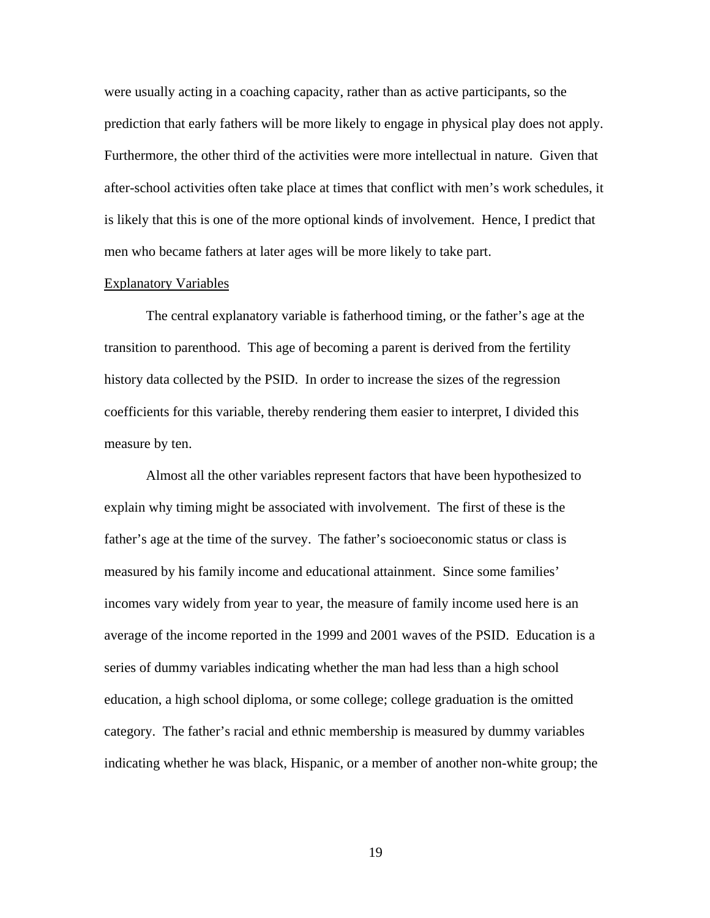were usually acting in a coaching capacity, rather than as active participants, so the prediction that early fathers will be more likely to engage in physical play does not apply. Furthermore, the other third of the activities were more intellectual in nature. Given that after-school activities often take place at times that conflict with men's work schedules, it is likely that this is one of the more optional kinds of involvement. Hence, I predict that men who became fathers at later ages will be more likely to take part.

<u>Explanatory Variables</u>

The central explanatory variable is fatherhood timing, or the father's age at the transition to parenthood. This age of becoming a parent is derived from the fertility history data collected by the PSID. In order to increase the sizes of the regression coefficients for this variable, thereby rendering them easier to interpret, I divided this measure by ten.

Almost all the other variables represent factors that have been hypothesized to explain why timing might be associated with involvement. The first of these is the father's age at the time of the survey. The father's socioeconomic status or class is measured by his family income and educational attainment. Since some families' incomes vary widely from year to year, the measure of family income used here is an average of the income reported in the 1999 and 2001 waves of the PSID. Education is a series of dummy variables indicating whether the man had less than a high school education, a high school diploma, or some college; college graduation is the omitted category. The father's racial and ethnic membership is measured by dummy variables indicating whether he was black, Hispanic, or a member of another non-white group; the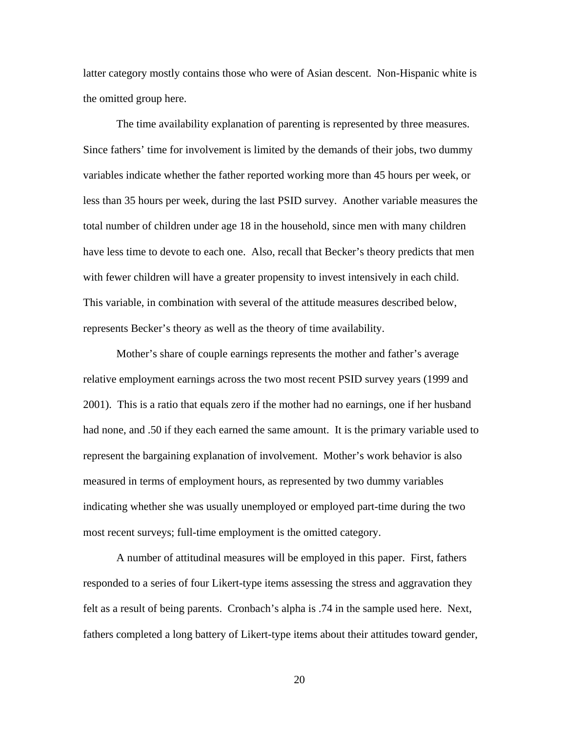latter category mostly contains those who were of Asian descent. Non-Hispanic white is the omitted group here.

The time availability explanation of parenting is represented by three measures. Since fathers' time for involvement is limited by the demands of their jobs, two dummy variables indicate whether the father reported working more than 45 hours per week, or less than 35 hours per week, during the last PSID survey. Another variable measures the total number of children under age 18 in the household, since men with many children have less time to devote to each one. Also, recall that Becker's theory predicts that men with fewer children will have a greater propensity to invest intensively in each child. This variable, in combination with several of the attitude measures described below, represents Becker's theory as well as the theory of time availability.

Mother's share of couple earnings represents the mother and father's average relative employment earnings across the two most recent PSID survey years (1999 and 2001). This is a ratio that equals zero if the mother had no earnings, one if her husband had none, and .50 if they each earned the same amount. It is the primary variable used to represent the bargaining explanation of involvement. Mother's work behavior is also measured in terms of employment hours, as represented by two dummy variables indicating whether she was usually unemployed or employed part-time during the two most recent surveys; full-time employment is the omitted category.

A number of attitudinal measures will be employed in this paper. First, fathers responded to a series of four Likert-type items assessing the stress and aggravation they felt as a result of being parents. Cronbach's alpha is .74 in the sample used here. Next, fathers completed a long battery of Likert-type items about their attitudes toward gender,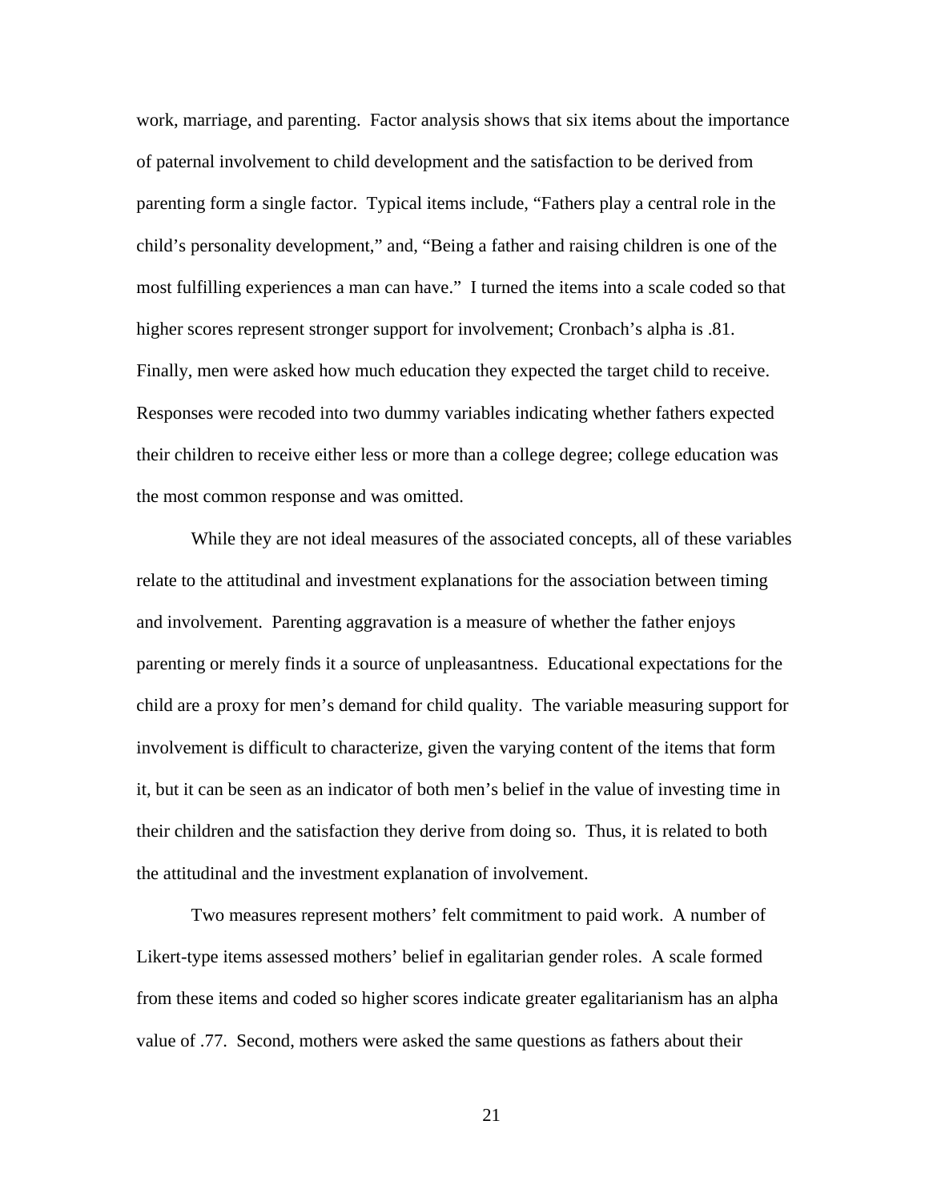work, marriage, and parenting. Factor analysis shows that six items about the importance of paternal involvement to child development and the satisfaction to be derived from parenting form a single factor. Typical items include, "Fathers play a central role in the child's personality development," and, "Being a father and raising children is one of the most fulfilling experiences a man can have." I turned the items into a scale coded so that higher scores represent stronger support for involvement; Cronbach's alpha is .81. Finally, men were asked how much education they expected the target child to receive. Responses were recoded into two dummy variables indicating whether fathers expected their children to receive either less or more than a college degree; college education was the most common response and was omitted.

While they are not ideal measures of the associated concepts, all of these variables relate to the attitudinal and investment explanations for the association between timing and involvement. Parenting aggravation is a measure of whether the father enjoys parenting or merely finds it a source of unpleasantness. Educational expectations for the child are a proxy for men's demand for child quality. The variable measuring support for involvement is difficult to characterize, given the varying content of the items that form it, but it can be seen as an indicator of both men's belief in the value of investing time in their children and the satisfaction they derive from doing so. Thus, it is related to both the attitudinal and the investment explanation of involvement.

Two measures represent mothers' felt commitment to paid work. A number of Likert-type items assessed mothers' belief in egalitarian gender roles. A scale formed from these items and coded so higher scores indicate greater egalitarianism has an alpha value of .77. Second, mothers were asked the same questions as fathers about their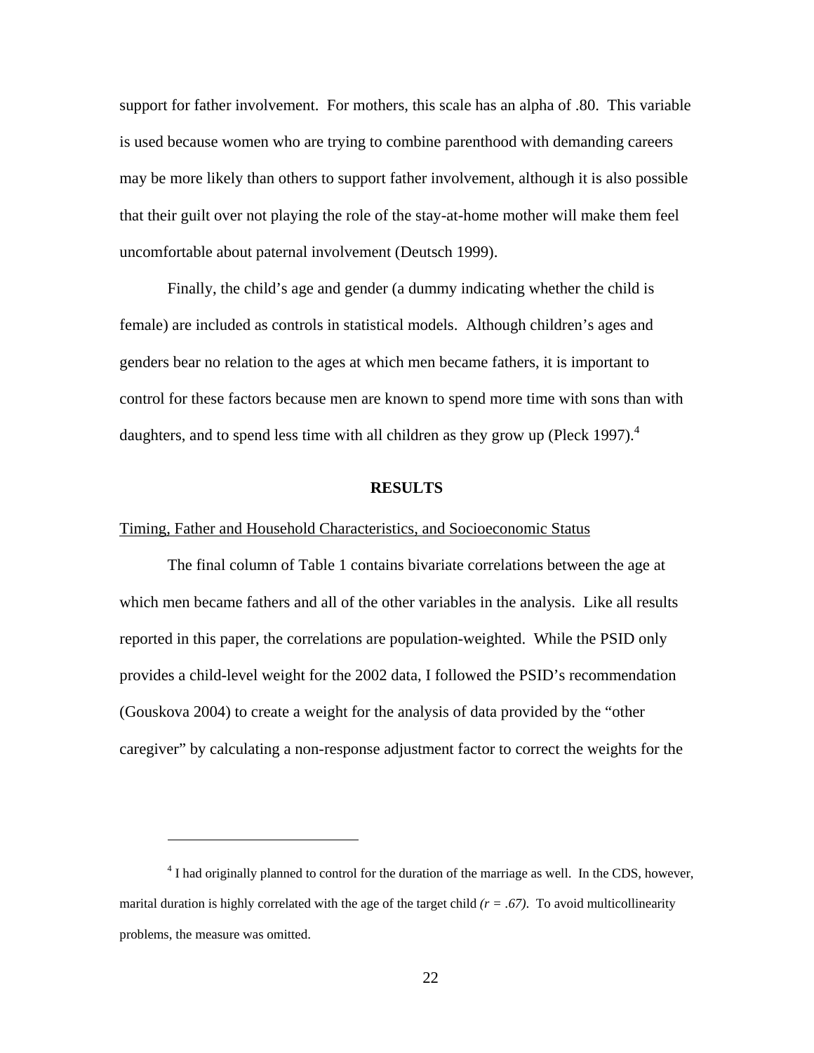support for father involvement. For mothers, this scale has an alpha of .80. This variable is used because women who are trying to combine parenthood with demanding careers may be more likely than others to support father involvement, although it is also possible that their guilt over not playing the role of the stay-at-home mother will make them feel uncomfortable about paternal involvement (Deutsch 1999).

Finally, the child's age and gender (a dummy indicating whether the child is female) are included as controls in statistical models. Although children's ages and genders bear no relation to the ages at which men became fathers, it is important to control for these factors because men are known to spend more time with sons than with daughters, and to spend less time with all children as they grow up (Pleck 1997).[4]

## RESULTS

### Timing, Father and Household Characteristics, and Socioeconomic Status

The final column of Table 1 contains bivariate correlations between the age at which men became fathers and all of the other variables in the analysis. Like all results reported in this paper, the correlations are population-weighted. While the PSID only provides a child-level weight for the 2002 data, I followed the PSID's recommendation (Gouskova 2004) to create a weight for the analysis of data provided by the "other caregiver" by calculating a non-response adjustment factor to correct the weights for the

---

[4] I had originally planned to control for the duration of the marriage as well. In the CDS, however, marital duration is highly correlated with the age of the target child *($r = .67$)*. To avoid multicollinearity problems, the measure was omitted.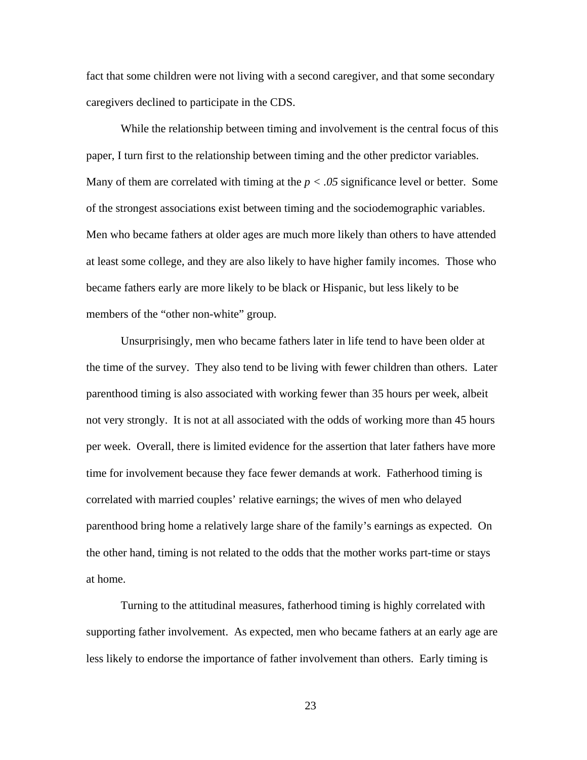fact that some children were not living with a second caregiver, and that some secondary caregivers declined to participate in the CDS.

While the relationship between timing and involvement is the central focus of this paper, I turn first to the relationship between timing and the other predictor variables. Many of them are correlated with timing at the $p < .05$ significance level or better. Some of the strongest associations exist between timing and the sociodemographic variables. Men who became fathers at older ages are much more likely than others to have attended at least some college, and they are also likely to have higher family incomes. Those who became fathers early are more likely to be black or Hispanic, but less likely to be members of the "other non-white" group.

Unsurprisingly, men who became fathers later in life tend to have been older at the time of the survey. They also tend to be living with fewer children than others. Later parenthood timing is also associated with working fewer than 35 hours per week, albeit not very strongly. It is not at all associated with the odds of working more than 45 hours per week. Overall, there is limited evidence for the assertion that later fathers have more time for involvement because they face fewer demands at work. Fatherhood timing is correlated with married couples' relative earnings; the wives of men who delayed parenthood bring home a relatively large share of the family's earnings as expected. On the other hand, timing is not related to the odds that the mother works part-time or stays at home.

Turning to the attitudinal measures, fatherhood timing is highly correlated with supporting father involvement. As expected, men who became fathers at an early age are less likely to endorse the importance of father involvement than others. Early timing is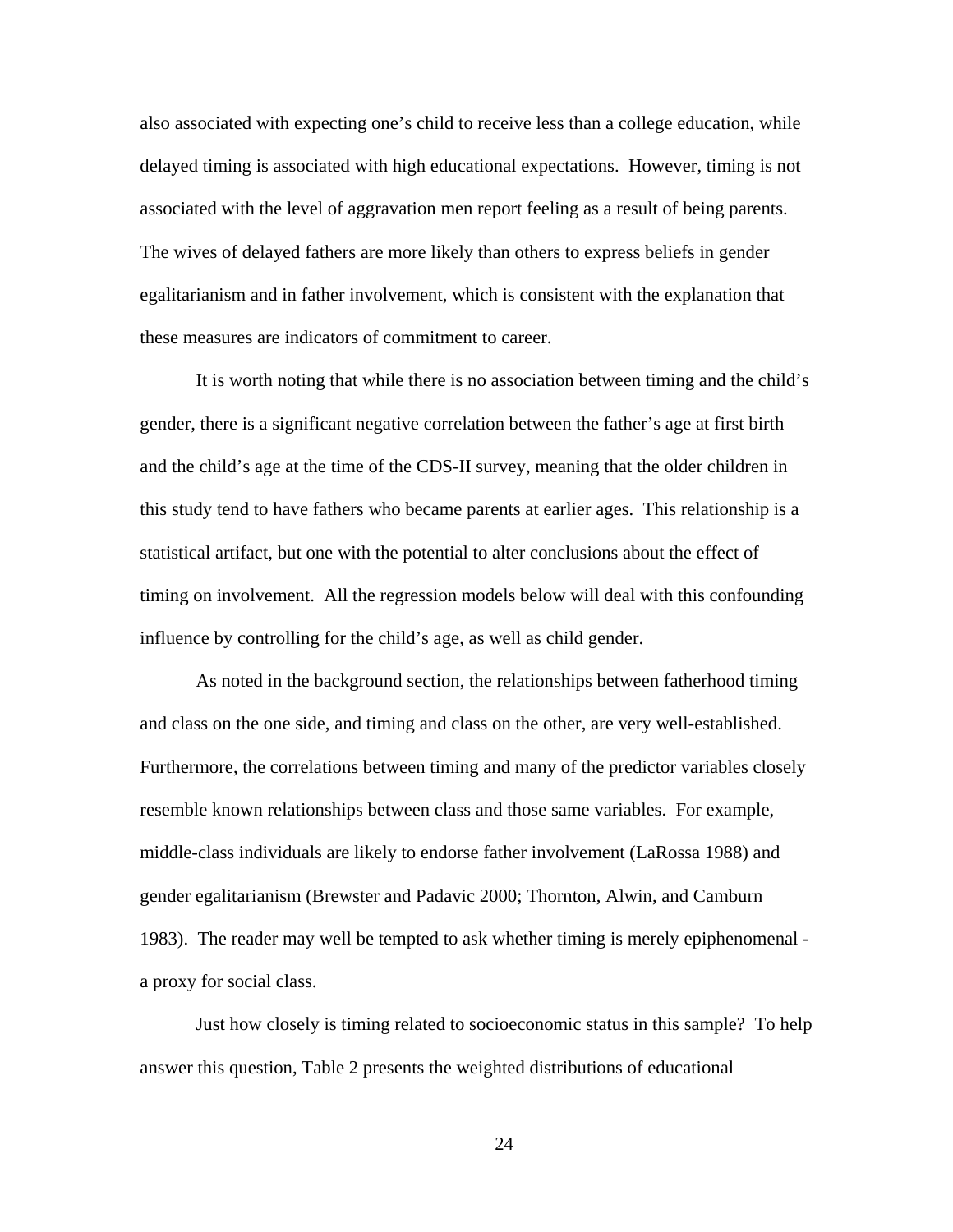also associated with expecting one's child to receive less than a college education, while delayed timing is associated with high educational expectations. However, timing is not associated with the level of aggravation men report feeling as a result of being parents. The wives of delayed fathers are more likely than others to express beliefs in gender egalitarianism and in father involvement, which is consistent with the explanation that these measures are indicators of commitment to career.

It is worth noting that while there is no association between timing and the child's gender, there is a significant negative correlation between the father's age at first birth and the child's age at the time of the CDS-II survey, meaning that the older children in this study tend to have fathers who became parents at earlier ages. This relationship is a statistical artifact, but one with the potential to alter conclusions about the effect of timing on involvement. All the regression models below will deal with this confounding influence by controlling for the child's age, as well as child gender.

As noted in the background section, the relationships between fatherhood timing and class on the one side, and timing and class on the other, are very well-established. Furthermore, the correlations between timing and many of the predictor variables closely resemble known relationships between class and those same variables. For example, middle-class individuals are likely to endorse father involvement (LaRossa 1988) and gender egalitarianism (Brewster and Padavic 2000; Thornton, Alwin, and Camburn 1983). The reader may well be tempted to ask whether timing is merely epiphenomenal - a proxy for social class.

Just how closely is timing related to socioeconomic status in this sample? To help answer this question, Table 2 presents the weighted distributions of educational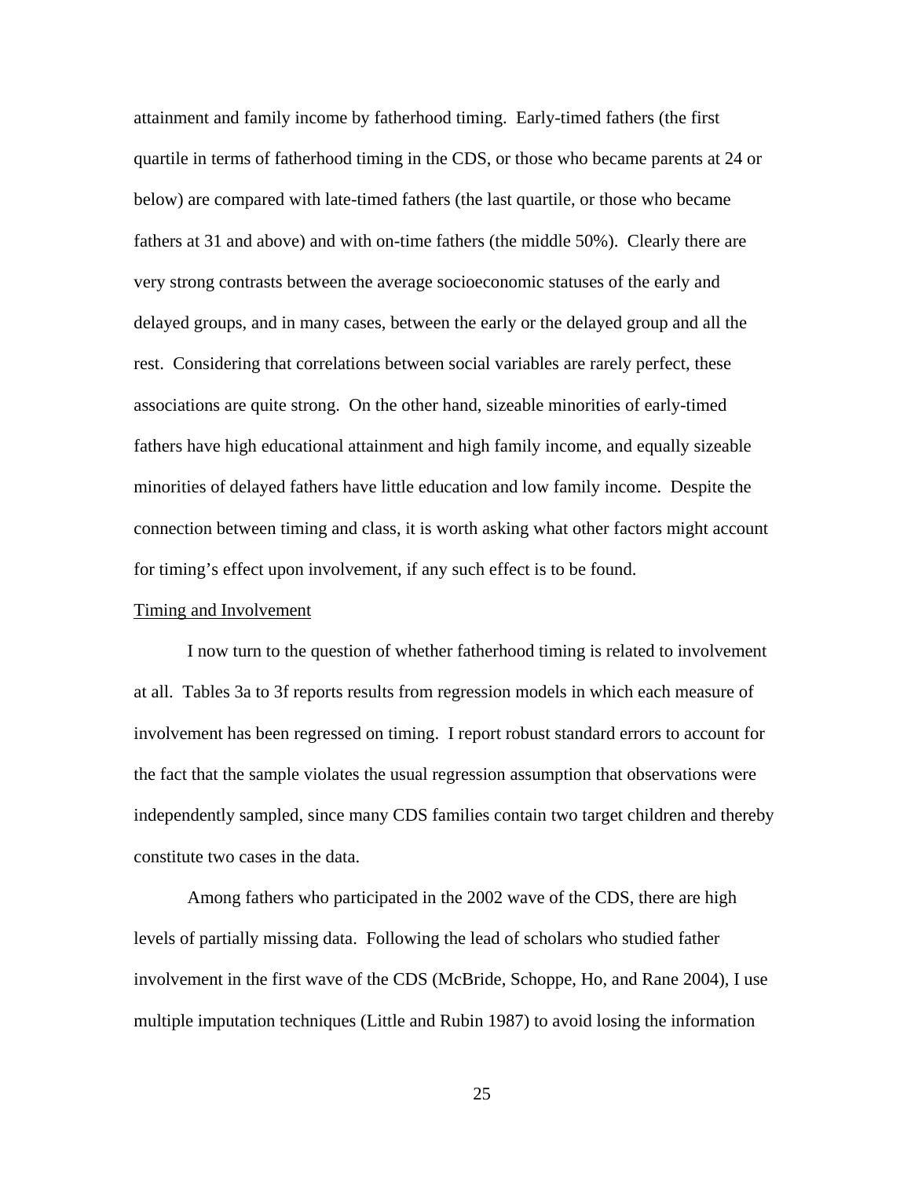attainment and family income by fatherhood timing. Early-timed fathers (the first quartile in terms of fatherhood timing in the CDS, or those who became parents at 24 or below) are compared with late-timed fathers (the last quartile, or those who became fathers at 31 and above) and with on-time fathers (the middle 50%). Clearly there are very strong contrasts between the average socioeconomic statuses of the early and delayed groups, and in many cases, between the early or the delayed group and all the rest. Considering that correlations between social variables are rarely perfect, these associations are quite strong. On the other hand, sizeable minorities of early-timed fathers have high educational attainment and high family income, and equally sizeable minorities of delayed fathers have little education and low family income. Despite the connection between timing and class, it is worth asking what other factors might account for timing's effect upon involvement, if any such effect is to be found.

## Timing and Involvement

I now turn to the question of whether fatherhood timing is related to involvement at all. Tables 3a to 3f reports results from regression models in which each measure of involvement has been regressed on timing. I report robust standard errors to account for the fact that the sample violates the usual regression assumption that observations were independently sampled, since many CDS families contain two target children and thereby constitute two cases in the data.

Among fathers who participated in the 2002 wave of the CDS, there are high levels of partially missing data. Following the lead of scholars who studied father involvement in the first wave of the CDS (McBride, Schoppe, Ho, and Rane 2004), I use multiple imputation techniques (Little and Rubin 1987) to avoid losing the information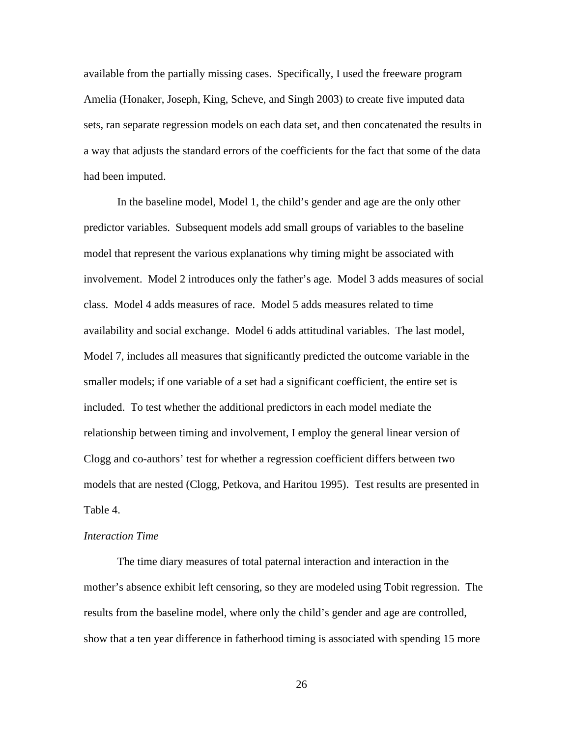available from the partially missing cases. Specifically, I used the freeware program Amelia (Honaker, Joseph, King, Scheve, and Singh 2003) to create five imputed data sets, ran separate regression models on each data set, and then concatenated the results in a way that adjusts the standard errors of the coefficients for the fact that some of the data had been imputed.

In the baseline model, Model 1, the child's gender and age are the only other predictor variables. Subsequent models add small groups of variables to the baseline model that represent the various explanations why timing might be associated with involvement. Model 2 introduces only the father's age. Model 3 adds measures of social class. Model 4 adds measures of race. Model 5 adds measures related to time availability and social exchange. Model 6 adds attitudinal variables. The last model, Model 7, includes all measures that significantly predicted the outcome variable in the smaller models; if one variable of a set had a significant coefficient, the entire set is included. To test whether the additional predictors in each model mediate the relationship between timing and involvement, I employ the general linear version of Clogg and co-authors' test for whether a regression coefficient differs between two models that are nested (Clogg, Petkova, and Haritou 1995). Test results are presented in Table 4.

*Interaction Time*

The time diary measures of total paternal interaction and interaction in the mother's absence exhibit left censoring, so they are modeled using Tobit regression. The results from the baseline model, where only the child's gender and age are controlled, show that a ten year difference in fatherhood timing is associated with spending 15 more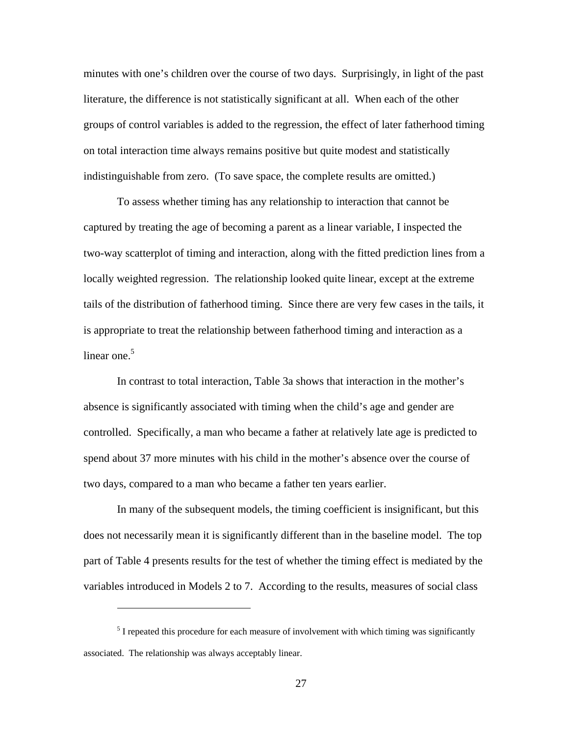minutes with one's children over the course of two days. Surprisingly, in light of the past literature, the difference is not statistically significant at all. When each of the other groups of control variables is added to the regression, the effect of later fatherhood timing on total interaction time always remains positive but quite modest and statistically indistinguishable from zero. (To save space, the complete results are omitted.)

To assess whether timing has any relationship to interaction that cannot be captured by treating the age of becoming a parent as a linear variable, I inspected the two-way scatterplot of timing and interaction, along with the fitted prediction lines from a locally weighted regression. The relationship looked quite linear, except at the extreme tails of the distribution of fatherhood timing. Since there are very few cases in the tails, it is appropriate to treat the relationship between fatherhood timing and interaction as a linear one.[5]

In contrast to total interaction, Table 3a shows that interaction in the mother's absence is significantly associated with timing when the child's age and gender are controlled. Specifically, a man who became a father at relatively late age is predicted to spend about 37 more minutes with his child in the mother's absence over the course of two days, compared to a man who became a father ten years earlier.

In many of the subsequent models, the timing coefficient is insignificant, but this does not necessarily mean it is significantly different than in the baseline model. The top part of Table 4 presents results for the test of whether the timing effect is mediated by the variables introduced in Models 2 to 7. According to the results, measures of social class

---

[5] I repeated this procedure for each measure of involvement with which timing was significantly associated. The relationship was always acceptably linear.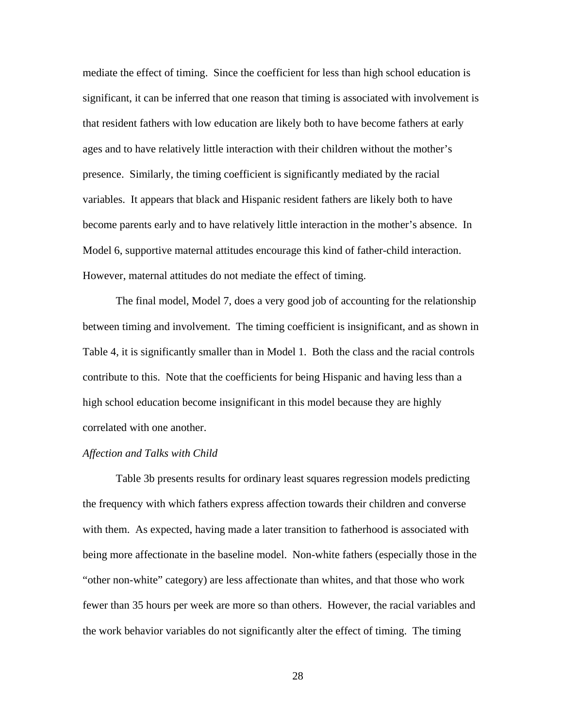mediate the effect of timing. Since the coefficient for less than high school education is significant, it can be inferred that one reason that timing is associated with involvement is that resident fathers with low education are likely both to have become fathers at early ages and to have relatively little interaction with their children without the mother's presence. Similarly, the timing coefficient is significantly mediated by the racial variables. It appears that black and Hispanic resident fathers are likely both to have become parents early and to have relatively little interaction in the mother's absence. In Model 6, supportive maternal attitudes encourage this kind of father-child interaction. However, maternal attitudes do not mediate the effect of timing.

The final model, Model 7, does a very good job of accounting for the relationship between timing and involvement. The timing coefficient is insignificant, and as shown in Table 4, it is significantly smaller than in Model 1. Both the class and the racial controls contribute to this. Note that the coefficients for being Hispanic and having less than a high school education become insignificant in this model because they are highly correlated with one another.

*Affection and Talks with Child*

Table 3b presents results for ordinary least squares regression models predicting the frequency with which fathers express affection towards their children and converse with them. As expected, having made a later transition to fatherhood is associated with being more affectionate in the baseline model. Non-white fathers (especially those in the "other non-white" category) are less affectionate than whites, and that those who work fewer than 35 hours per week are more so than others. However, the racial variables and the work behavior variables do not significantly alter the effect of timing. The timing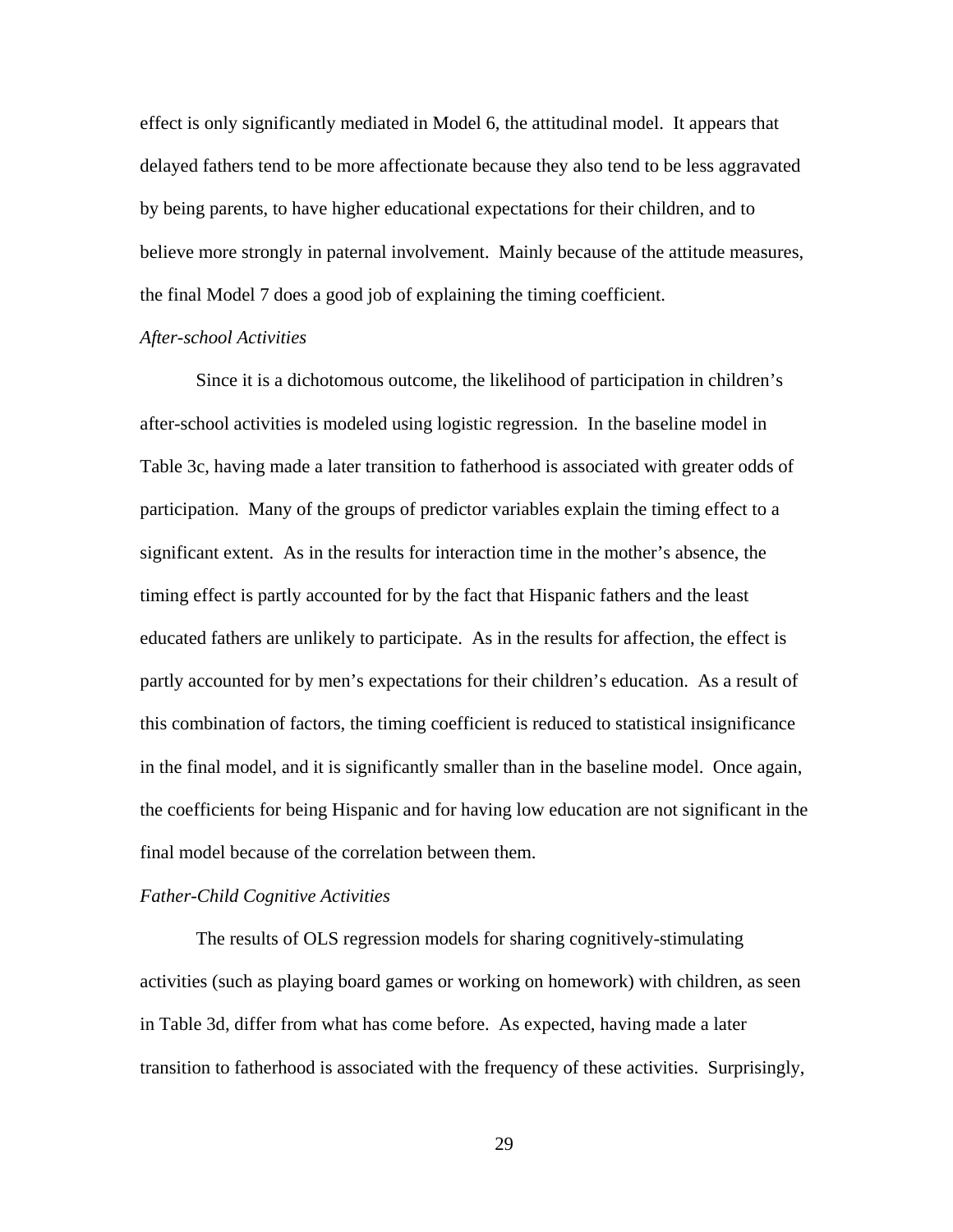effect is only significantly mediated in Model 6, the attitudinal model. It appears that delayed fathers tend to be more affectionate because they also tend to be less aggravated by being parents, to have higher educational expectations for their children, and to believe more strongly in paternal involvement. Mainly because of the attitude measures, the final Model 7 does a good job of explaining the timing coefficient.

*After-school Activities*

Since it is a dichotomous outcome, the likelihood of participation in children's after-school activities is modeled using logistic regression. In the baseline model in Table 3c, having made a later transition to fatherhood is associated with greater odds of participation. Many of the groups of predictor variables explain the timing effect to a significant extent. As in the results for interaction time in the mother's absence, the timing effect is partly accounted for by the fact that Hispanic fathers and the least educated fathers are unlikely to participate. As in the results for affection, the effect is partly accounted for by men's expectations for their children's education. As a result of this combination of factors, the timing coefficient is reduced to statistical insignificance in the final model, and it is significantly smaller than in the baseline model. Once again, the coefficients for being Hispanic and for having low education are not significant in the final model because of the correlation between them.

*Father-Child Cognitive Activities*

The results of OLS regression models for sharing cognitively-stimulating activities (such as playing board games or working on homework) with children, as seen in Table 3d, differ from what has come before. As expected, having made a later transition to fatherhood is associated with the frequency of these activities. Surprisingly,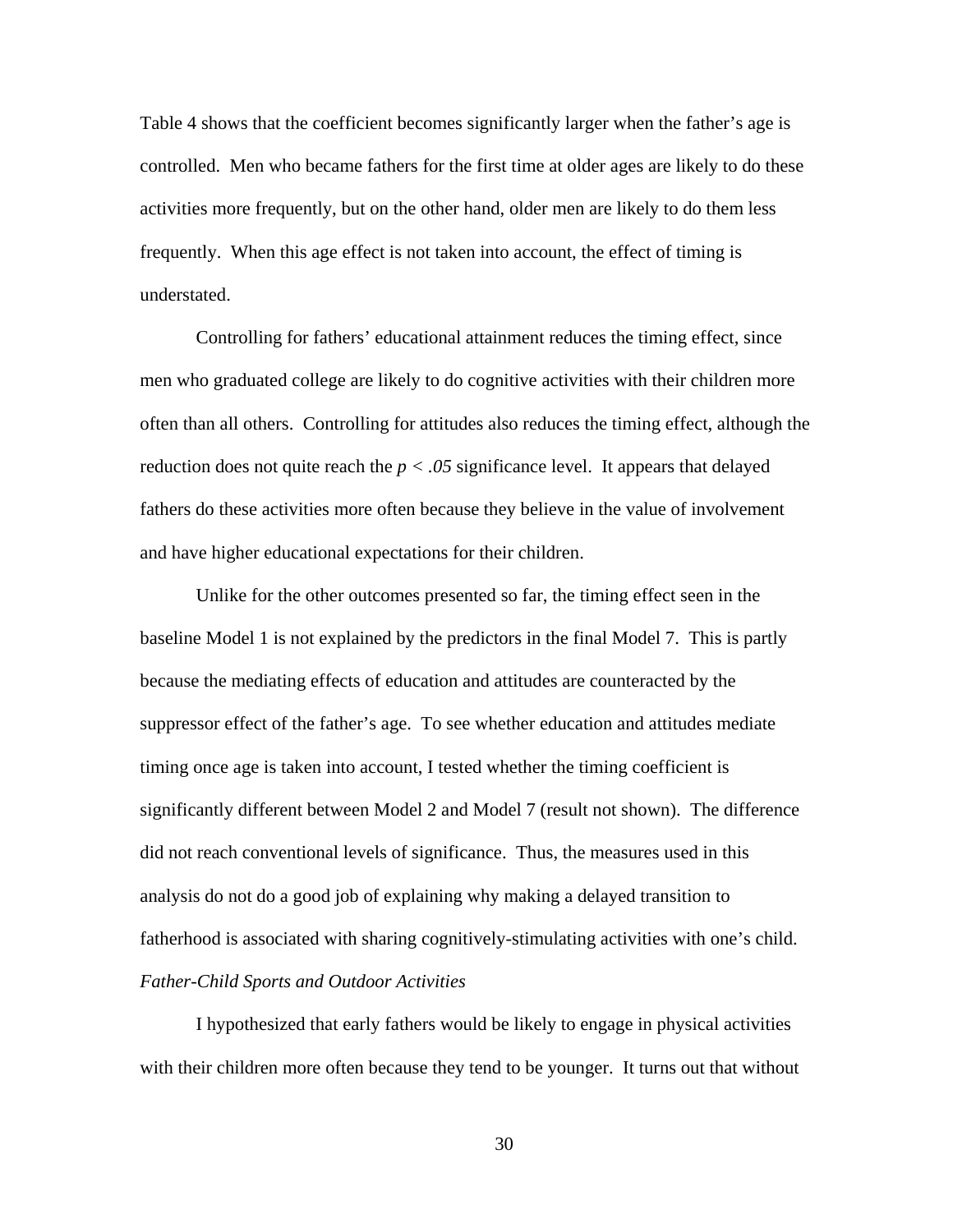Table 4 shows that the coefficient becomes significantly larger when the father's age is controlled. Men who became fathers for the first time at older ages are likely to do these activities more frequently, but on the other hand, older men are likely to do them less frequently. When this age effect is not taken into account, the effect of timing is understated.

Controlling for fathers' educational attainment reduces the timing effect, since men who graduated college are likely to do cognitive activities with their children more often than all others. Controlling for attitudes also reduces the timing effect, although the reduction does not quite reach the $p < .05$ significance level. It appears that delayed fathers do these activities more often because they believe in the value of involvement and have higher educational expectations for their children.

Unlike for the other outcomes presented so far, the timing effect seen in the baseline Model 1 is not explained by the predictors in the final Model 7. This is partly because the mediating effects of education and attitudes are counteracted by the suppressor effect of the father's age. To see whether education and attitudes mediate timing once age is taken into account, I tested whether the timing coefficient is significantly different between Model 2 and Model 7 (result not shown). The difference did not reach conventional levels of significance. Thus, the measures used in this analysis do not do a good job of explaining why making a delayed transition to fatherhood is associated with sharing cognitively-stimulating activities with one's child.

*Father-Child Sports and Outdoor Activities*

I hypothesized that early fathers would be likely to engage in physical activities with their children more often because they tend to be younger. It turns out that without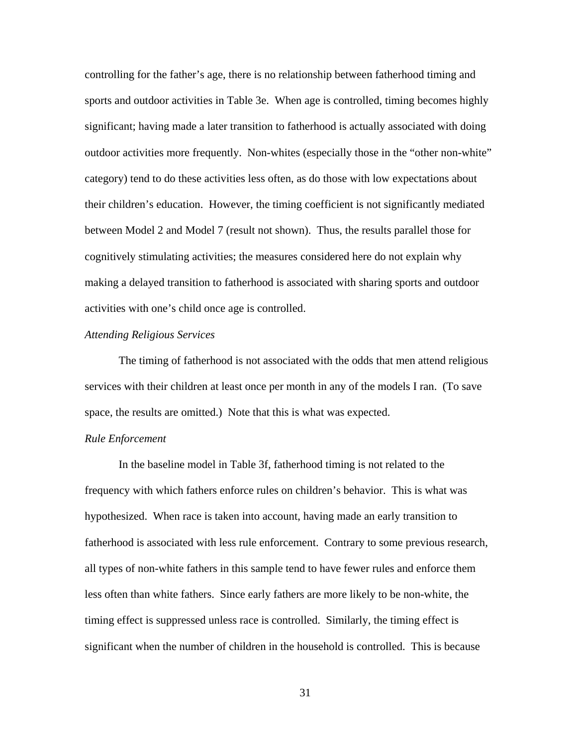controlling for the father's age, there is no relationship between fatherhood timing and sports and outdoor activities in Table 3e. When age is controlled, timing becomes highly significant; having made a later transition to fatherhood is actually associated with doing outdoor activities more frequently. Non-whites (especially those in the "other non-white" category) tend to do these activities less often, as do those with low expectations about their children's education. However, the timing coefficient is not significantly mediated between Model 2 and Model 7 (result not shown). Thus, the results parallel those for cognitively stimulating activities; the measures considered here do not explain why making a delayed transition to fatherhood is associated with sharing sports and outdoor activities with one's child once age is controlled.

*Attending Religious Services*

The timing of fatherhood is not associated with the odds that men attend religious services with their children at least once per month in any of the models I ran. (To save space, the results are omitted.) Note that this is what was expected.

*Rule Enforcement*

In the baseline model in Table 3f, fatherhood timing is not related to the frequency with which fathers enforce rules on children's behavior. This is what was hypothesized. When race is taken into account, having made an early transition to fatherhood is associated with less rule enforcement. Contrary to some previous research, all types of non-white fathers in this sample tend to have fewer rules and enforce them less often than white fathers. Since early fathers are more likely to be non-white, the timing effect is suppressed unless race is controlled. Similarly, the timing effect is significant when the number of children in the household is controlled. This is because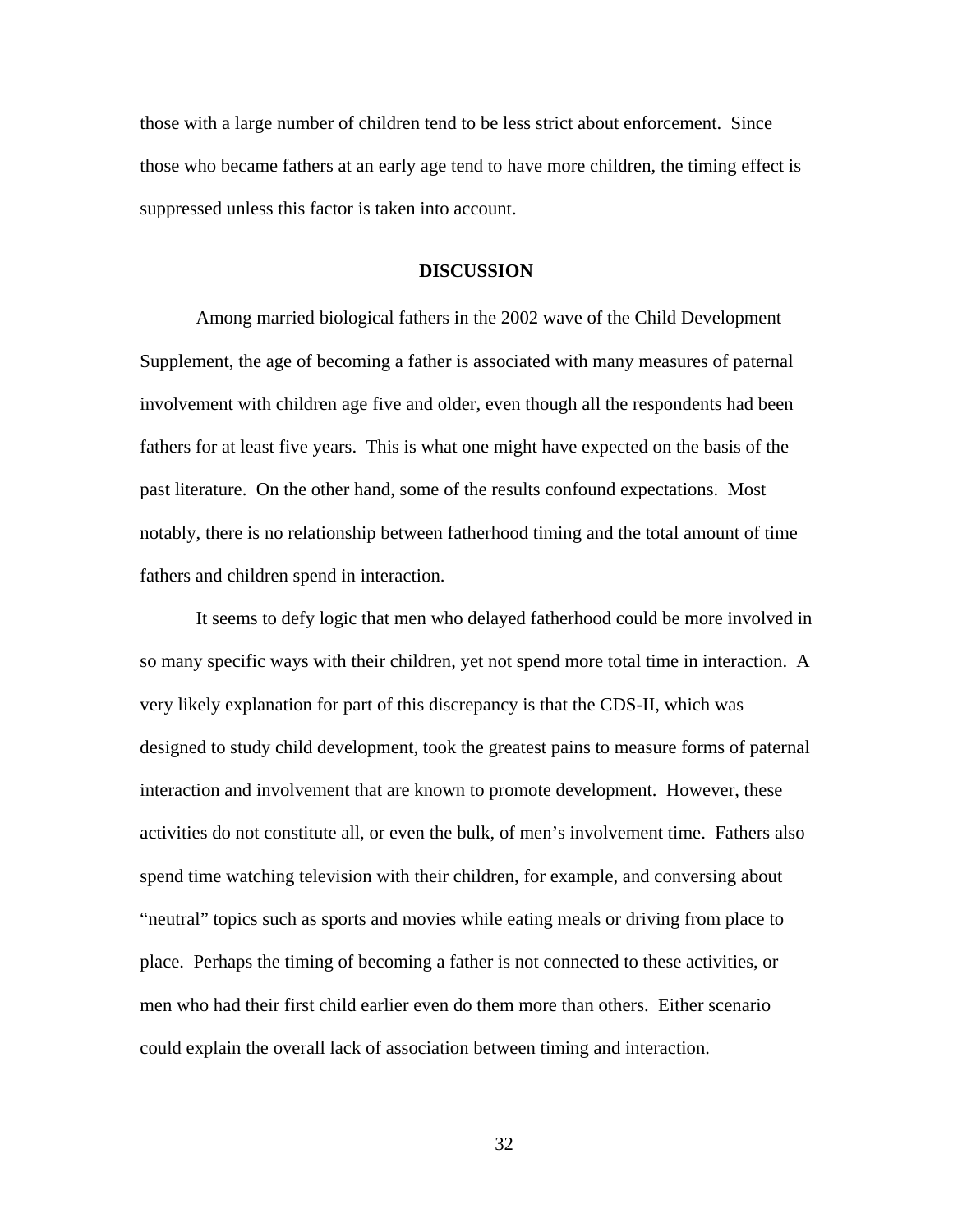those with a large number of children tend to be less strict about enforcement. Since those who became fathers at an early age tend to have more children, the timing effect is suppressed unless this factor is taken into account.

## DISCUSSION

Among married biological fathers in the 2002 wave of the Child Development Supplement, the age of becoming a father is associated with many measures of paternal involvement with children age five and older, even though all the respondents had been fathers for at least five years. This is what one might have expected on the basis of the past literature. On the other hand, some of the results confound expectations. Most notably, there is no relationship between fatherhood timing and the total amount of time fathers and children spend in interaction.

It seems to defy logic that men who delayed fatherhood could be more involved in so many specific ways with their children, yet not spend more total time in interaction. A very likely explanation for part of this discrepancy is that the CDS-II, which was designed to study child development, took the greatest pains to measure forms of paternal interaction and involvement that are known to promote development. However, these activities do not constitute all, or even the bulk, of men's involvement time. Fathers also spend time watching television with their children, for example, and conversing about "neutral" topics such as sports and movies while eating meals or driving from place to place. Perhaps the timing of becoming a father is not connected to these activities, or men who had their first child earlier even do them more than others. Either scenario could explain the overall lack of association between timing and interaction.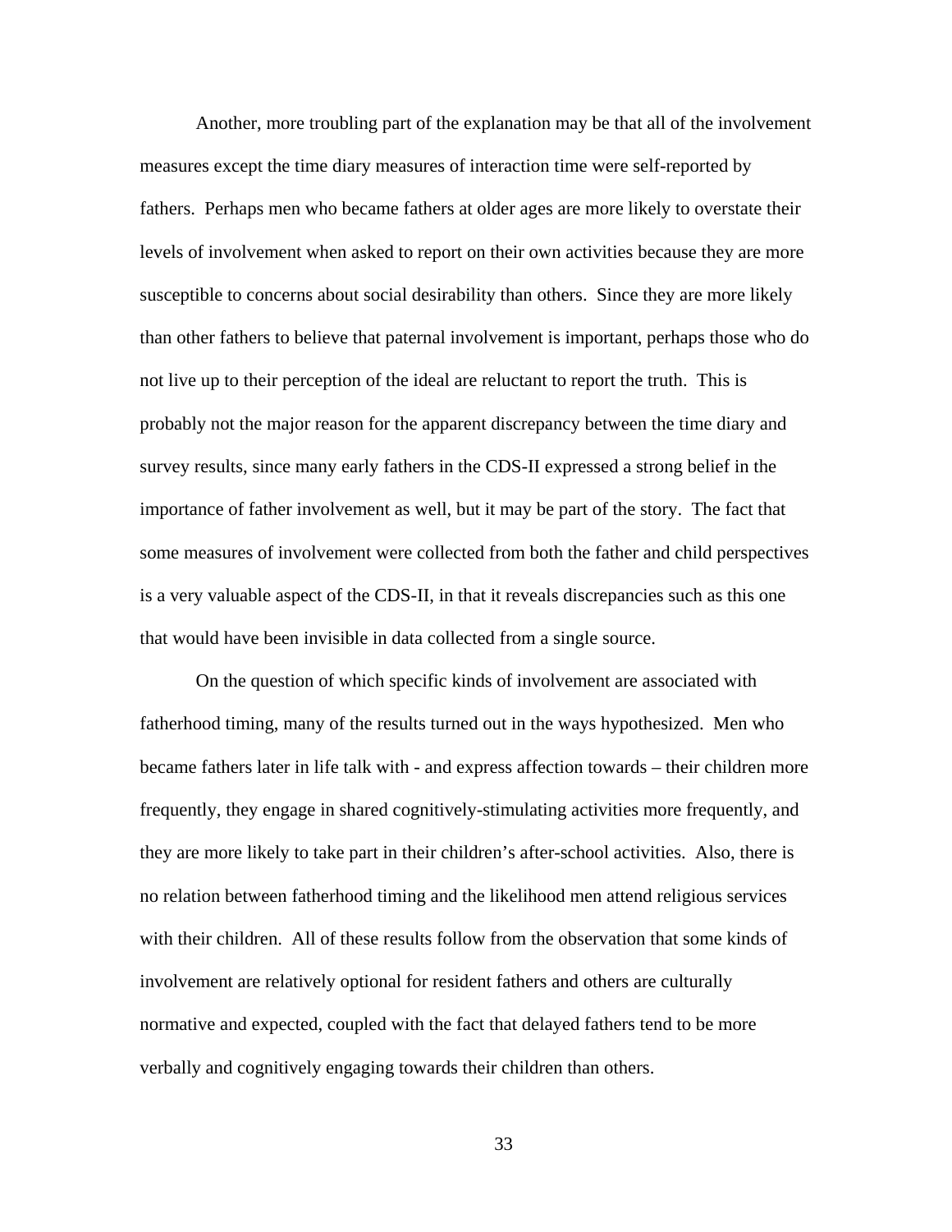Another, more troubling part of the explanation may be that all of the involvement measures except the time diary measures of interaction time were self-reported by fathers. Perhaps men who became fathers at older ages are more likely to overstate their levels of involvement when asked to report on their own activities because they are more susceptible to concerns about social desirability than others. Since they are more likely than other fathers to believe that paternal involvement is important, perhaps those who do not live up to their perception of the ideal are reluctant to report the truth. This is probably not the major reason for the apparent discrepancy between the time diary and survey results, since many early fathers in the CDS-II expressed a strong belief in the importance of father involvement as well, but it may be part of the story. The fact that some measures of involvement were collected from both the father and child perspectives is a very valuable aspect of the CDS-II, in that it reveals discrepancies such as this one that would have been invisible in data collected from a single source.

On the question of which specific kinds of involvement are associated with fatherhood timing, many of the results turned out in the ways hypothesized. Men who became fathers later in life talk with - and express affection towards – their children more frequently, they engage in shared cognitively-stimulating activities more frequently, and they are more likely to take part in their children's after-school activities. Also, there is no relation between fatherhood timing and the likelihood men attend religious services with their children. All of these results follow from the observation that some kinds of involvement are relatively optional for resident fathers and others are culturally normative and expected, coupled with the fact that delayed fathers tend to be more verbally and cognitively engaging towards their children than others.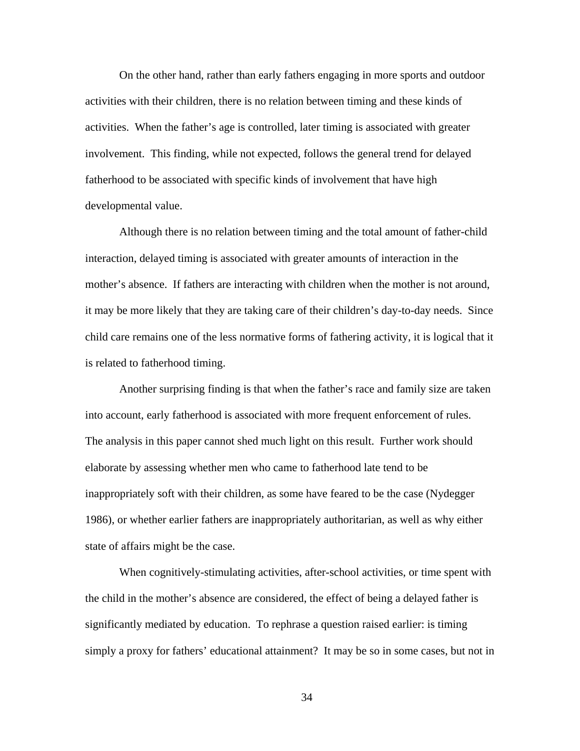On the other hand, rather than early fathers engaging in more sports and outdoor activities with their children, there is no relation between timing and these kinds of activities. When the father's age is controlled, later timing is associated with greater involvement. This finding, while not expected, follows the general trend for delayed fatherhood to be associated with specific kinds of involvement that have high developmental value.

Although there is no relation between timing and the total amount of father-child interaction, delayed timing is associated with greater amounts of interaction in the mother's absence. If fathers are interacting with children when the mother is not around, it may be more likely that they are taking care of their children's day-to-day needs. Since child care remains one of the less normative forms of fathering activity, it is logical that it is related to fatherhood timing.

Another surprising finding is that when the father's race and family size are taken into account, early fatherhood is associated with more frequent enforcement of rules. The analysis in this paper cannot shed much light on this result. Further work should elaborate by assessing whether men who came to fatherhood late tend to be inappropriately soft with their children, as some have feared to be the case (Nydegger 1986), or whether earlier fathers are inappropriately authoritarian, as well as why either state of affairs might be the case.

When cognitively-stimulating activities, after-school activities, or time spent with the child in the mother's absence are considered, the effect of being a delayed father is significantly mediated by education. To rephrase a question raised earlier: is timing simply a proxy for fathers' educational attainment? It may be so in some cases, but not in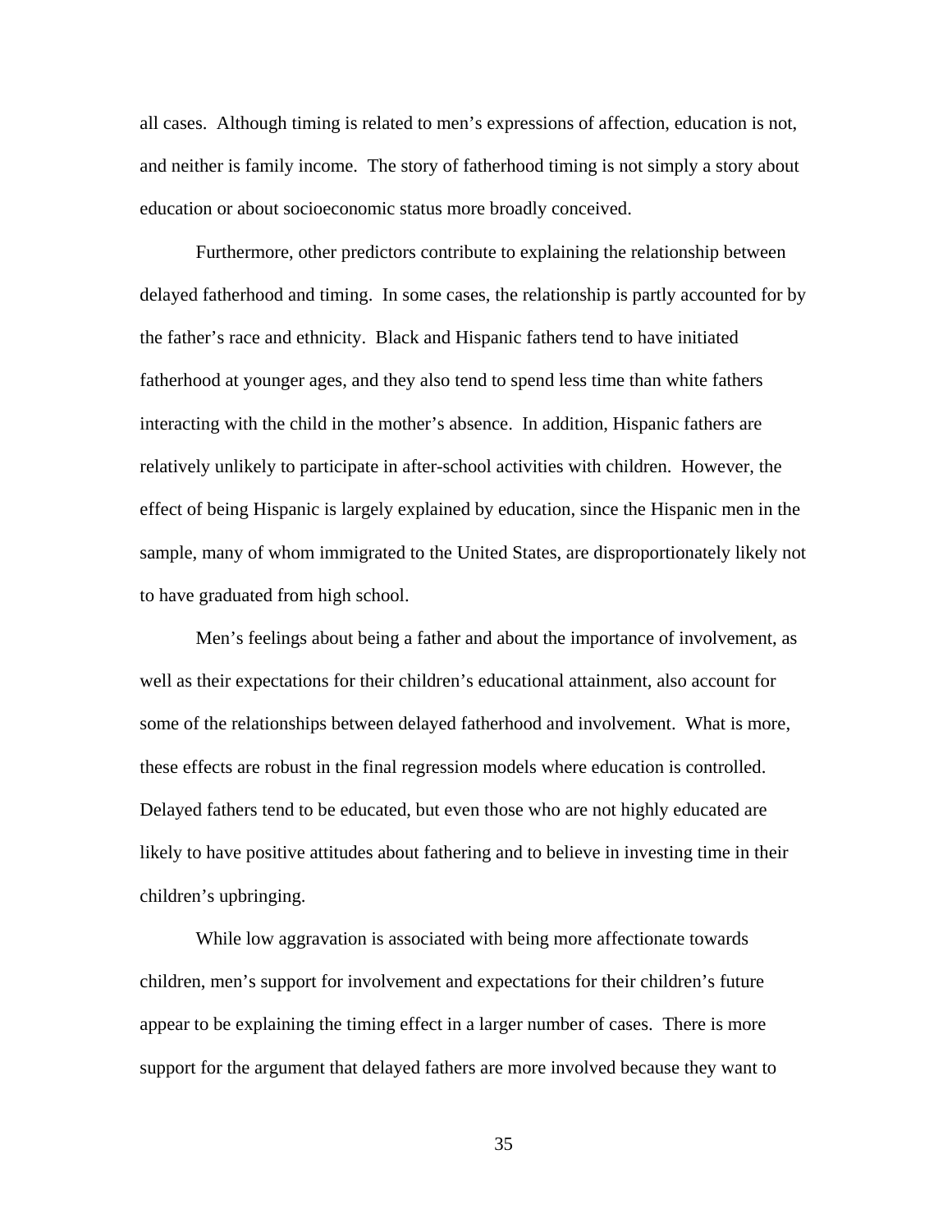all cases. Although timing is related to men's expressions of affection, education is not, and neither is family income. The story of fatherhood timing is not simply a story about education or about socioeconomic status more broadly conceived.

Furthermore, other predictors contribute to explaining the relationship between delayed fatherhood and timing. In some cases, the relationship is partly accounted for by the father's race and ethnicity. Black and Hispanic fathers tend to have initiated fatherhood at younger ages, and they also tend to spend less time than white fathers interacting with the child in the mother's absence. In addition, Hispanic fathers are relatively unlikely to participate in after-school activities with children. However, the effect of being Hispanic is largely explained by education, since the Hispanic men in the sample, many of whom immigrated to the United States, are disproportionately likely not to have graduated from high school.

Men's feelings about being a father and about the importance of involvement, as well as their expectations for their children's educational attainment, also account for some of the relationships between delayed fatherhood and involvement. What is more, these effects are robust in the final regression models where education is controlled. Delayed fathers tend to be educated, but even those who are not highly educated are likely to have positive attitudes about fathering and to believe in investing time in their children's upbringing.

While low aggravation is associated with being more affectionate towards children, men's support for involvement and expectations for their children's future appear to be explaining the timing effect in a larger number of cases. There is more support for the argument that delayed fathers are more involved because they want to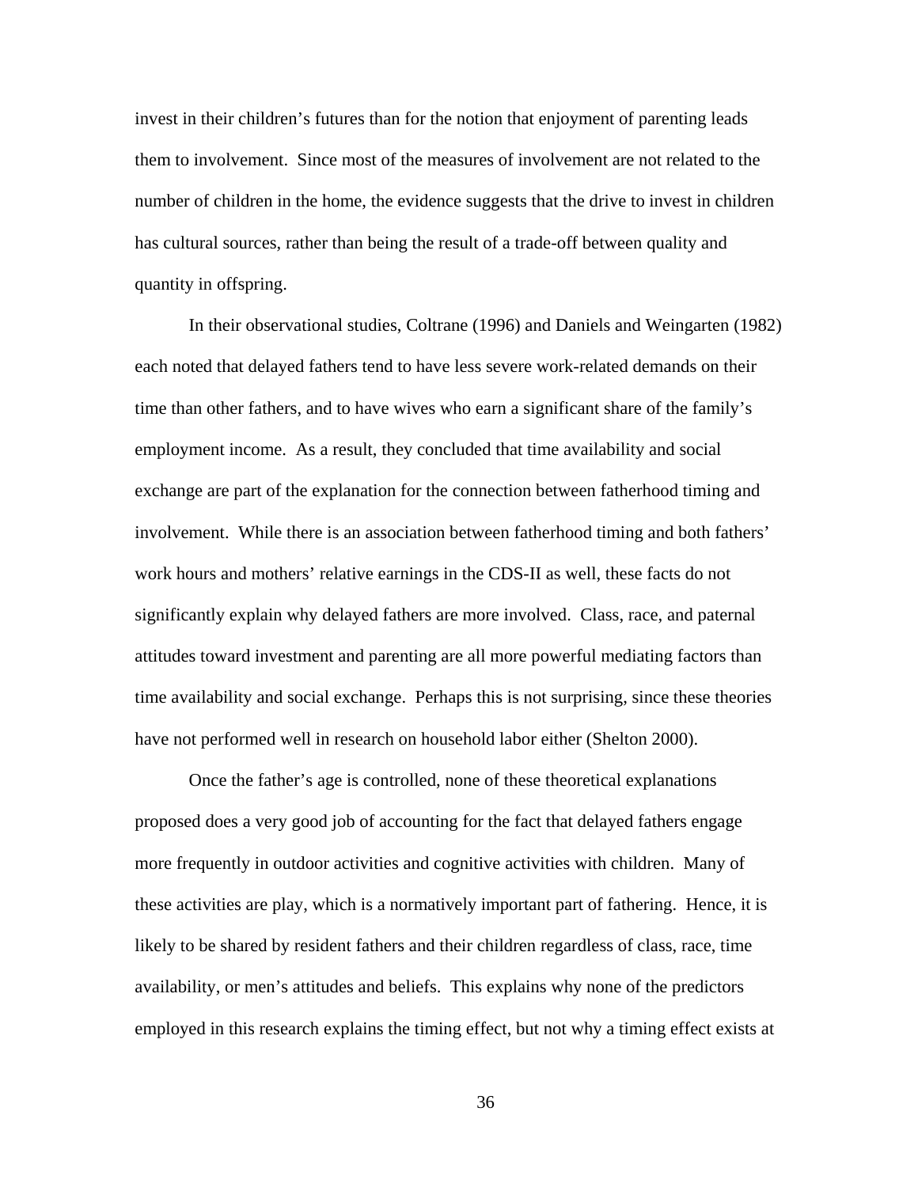invest in their children's futures than for the notion that enjoyment of parenting leads them to involvement. Since most of the measures of involvement are not related to the number of children in the home, the evidence suggests that the drive to invest in children has cultural sources, rather than being the result of a trade-off between quality and quantity in offspring.

In their observational studies, Coltrane (1996) and Daniels and Weingarten (1982) each noted that delayed fathers tend to have less severe work-related demands on their time than other fathers, and to have wives who earn a significant share of the family's employment income. As a result, they concluded that time availability and social exchange are part of the explanation for the connection between fatherhood timing and involvement. While there is an association between fatherhood timing and both fathers' work hours and mothers' relative earnings in the CDS-II as well, these facts do not significantly explain why delayed fathers are more involved. Class, race, and paternal attitudes toward investment and parenting are all more powerful mediating factors than time availability and social exchange. Perhaps this is not surprising, since these theories have not performed well in research on household labor either (Shelton 2000).

Once the father's age is controlled, none of these theoretical explanations proposed does a very good job of accounting for the fact that delayed fathers engage more frequently in outdoor activities and cognitive activities with children. Many of these activities are play, which is a normatively important part of fathering. Hence, it is likely to be shared by resident fathers and their children regardless of class, race, time availability, or men's attitudes and beliefs. This explains why none of the predictors employed in this research explains the timing effect, but not why a timing effect exists at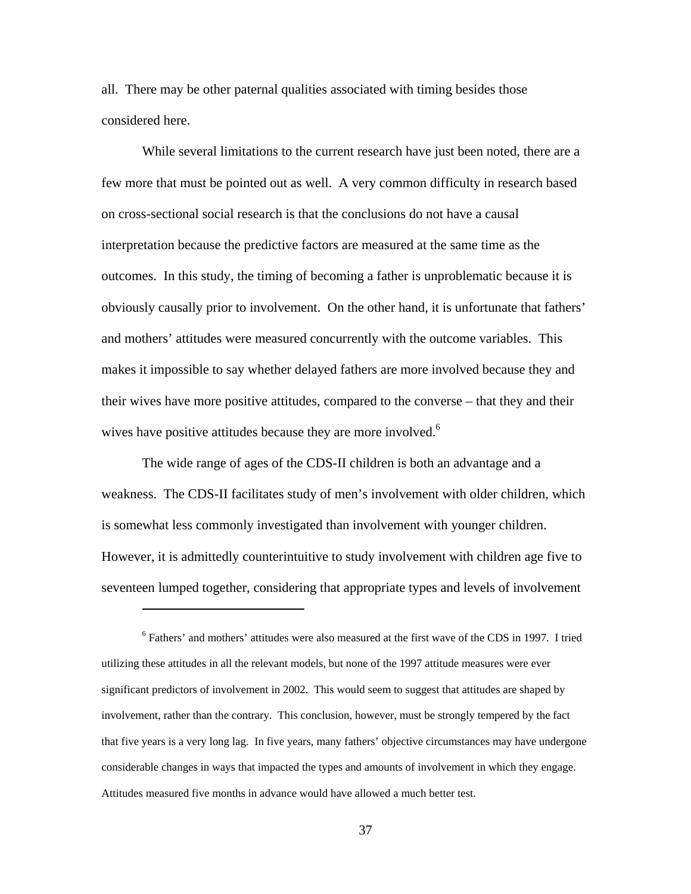all. There may be other paternal qualities associated with timing besides those considered here.

While several limitations to the current research have just been noted, there are a few more that must be pointed out as well. A very common difficulty in research based on cross-sectional social research is that the conclusions do not have a causal interpretation because the predictive factors are measured at the same time as the outcomes. In this study, the timing of becoming a father is unproblematic because it is obviously causally prior to involvement. On the other hand, it is unfortunate that fathers' and mothers' attitudes were measured concurrently with the outcome variables. This makes it impossible to say whether delayed fathers are more involved because they and their wives have more positive attitudes, compared to the converse – that they and their wives have positive attitudes because they are more involved.[6]

The wide range of ages of the CDS-II children is both an advantage and a weakness. The CDS-II facilitates study of men's involvement with older children, which is somewhat less commonly investigated than involvement with younger children. However, it is admittedly counterintuitive to study involvement with children age five to seventeen lumped together, considering that appropriate types and levels of involvement

[6] Fathers' and mothers' attitudes were also measured at the first wave of the CDS in 1997. I tried utilizing these attitudes in all the relevant models, but none of the 1997 attitude measures were ever significant predictors of involvement in 2002. This would seem to suggest that attitudes are shaped by involvement, rather than the contrary. This conclusion, however, must be strongly tempered by the fact that five years is a very long lag. In five years, many fathers' objective circumstances may have undergone considerable changes in ways that impacted the types and amounts of involvement in which they engage. Attitudes measured five months in advance would have allowed a much better test.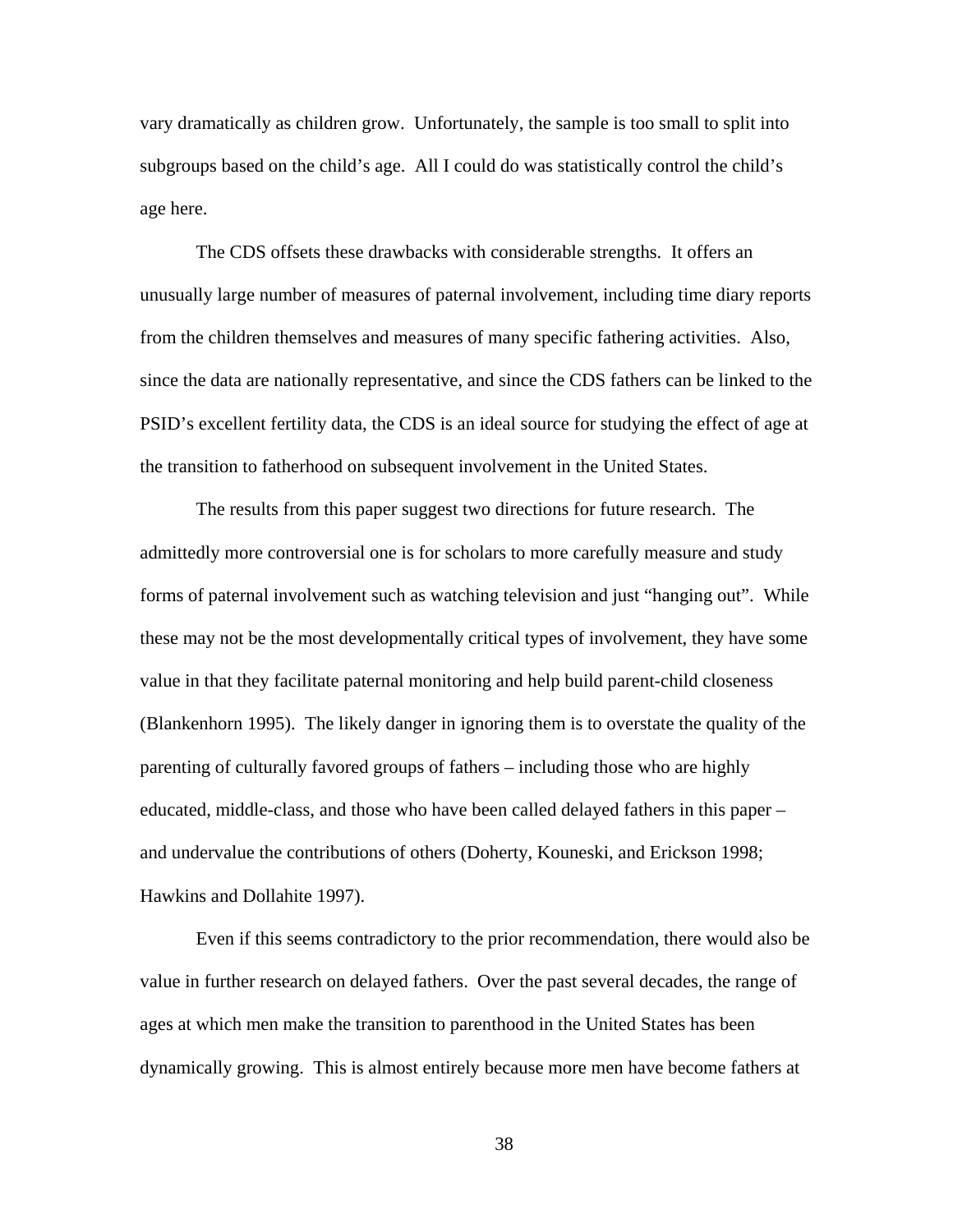vary dramatically as children grow. Unfortunately, the sample is too small to split into subgroups based on the child's age. All I could do was statistically control the child's age here.

The CDS offsets these drawbacks with considerable strengths. It offers an unusually large number of measures of paternal involvement, including time diary reports from the children themselves and measures of many specific fathering activities. Also, since the data are nationally representative, and since the CDS fathers can be linked to the PSID's excellent fertility data, the CDS is an ideal source for studying the effect of age at the transition to fatherhood on subsequent involvement in the United States.

The results from this paper suggest two directions for future research. The admittedly more controversial one is for scholars to more carefully measure and study forms of paternal involvement such as watching television and just "hanging out". While these may not be the most developmentally critical types of involvement, they have some value in that they facilitate paternal monitoring and help build parent-child closeness (Blankenhorn 1995). The likely danger in ignoring them is to overstate the quality of the parenting of culturally favored groups of fathers – including those who are highly educated, middle-class, and those who have been called delayed fathers in this paper – and undervalue the contributions of others (Doherty, Kouneski, and Erickson 1998; Hawkins and Dollahite 1997).

Even if this seems contradictory to the prior recommendation, there would also be value in further research on delayed fathers. Over the past several decades, the range of ages at which men make the transition to parenthood in the United States has been dynamically growing. This is almost entirely because more men have become fathers at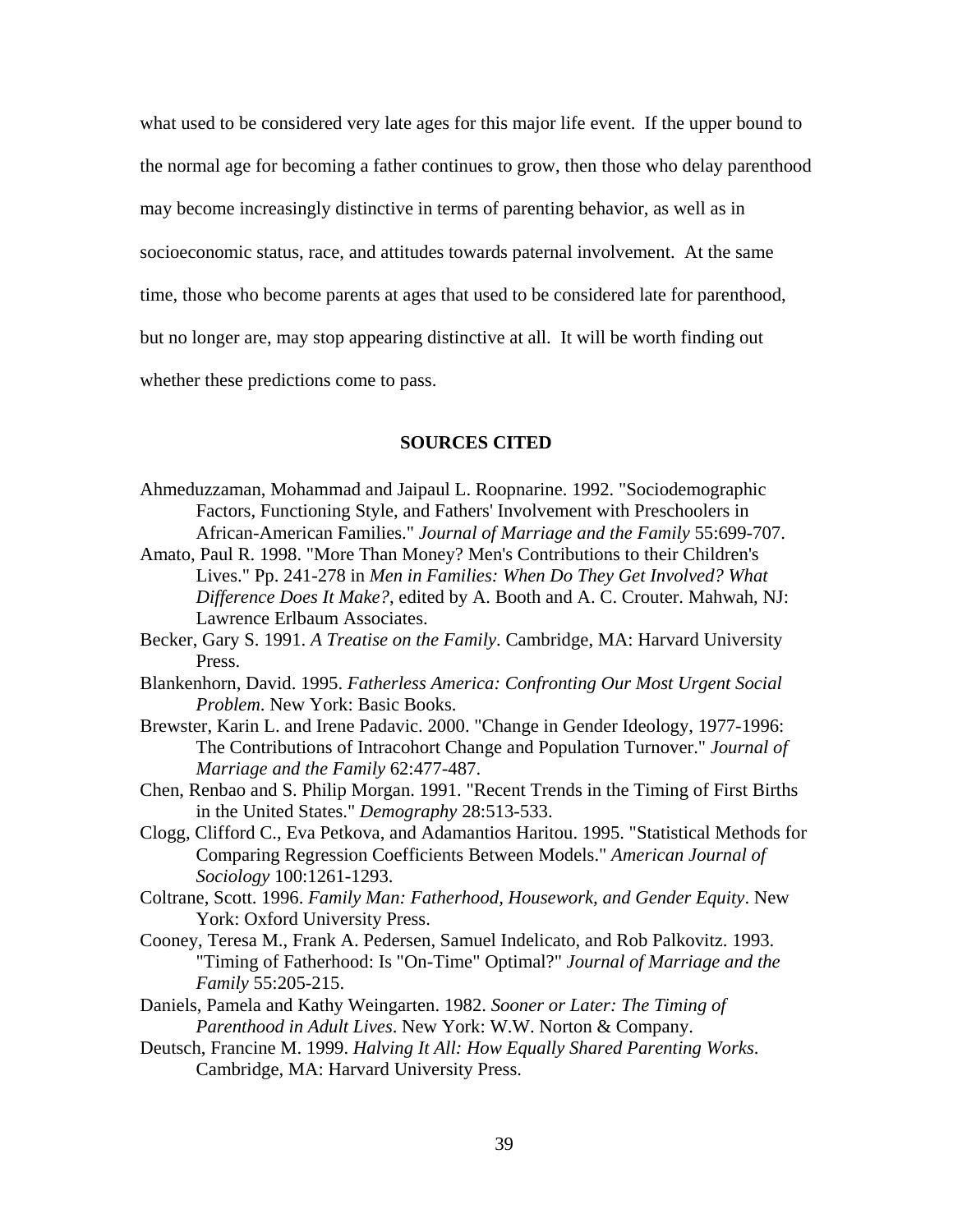what used to be considered very late ages for this major life event. If the upper bound to the normal age for becoming a father continues to grow, then those who delay parenthood may become increasingly distinctive in terms of parenting behavior, as well as in socioeconomic status, race, and attitudes towards paternal involvement. At the same time, those who become parents at ages that used to be considered late for parenthood, but no longer are, may stop appearing distinctive at all. It will be worth finding out whether these predictions come to pass.

## SOURCES CITED

Ahmeduzzaman, Mohammad and Jaipaul L. Roopnarine. 1992. "Sociodemographic Factors, Functioning Style, and Fathers' Involvement with Preschoolers in African-American Families." *Journal of Marriage and the Family* 55:699-707.

Amato, Paul R. 1998. "More Than Money? Men's Contributions to their Children's Lives." Pp. 241-278 in *Men in Families: When Do They Get Involved? What Difference Does It Make?*, edited by A. Booth and A. C. Crouter. Mahwah, NJ: Lawrence Erlbaum Associates.

Becker, Gary S. 1991. *A Treatise on the Family*. Cambridge, MA: Harvard University Press.

Blankenhorn, David. 1995. *Fatherless America: Confronting Our Most Urgent Social Problem*. New York: Basic Books.

Brewster, Karin L. and Irene Padavic. 2000. "Change in Gender Ideology, 1977-1996: The Contributions of Intracohort Change and Population Turnover." *Journal of Marriage and the Family* 62:477-487.

Chen, Renbao and S. Philip Morgan. 1991. "Recent Trends in the Timing of First Births in the United States." *Demography* 28:513-533.

Clogg, Clifford C., Eva Petkova, and Adamantios Haritou. 1995. "Statistical Methods for Comparing Regression Coefficients Between Models." *American Journal of Sociology* 100:1261-1293.

Coltrane, Scott. 1996. *Family Man: Fatherhood, Housework, and Gender Equity*. New York: Oxford University Press.

Cooney, Teresa M., Frank A. Pedersen, Samuel Indelicato, and Rob Palkovitz. 1993. "Timing of Fatherhood: Is "On-Time" Optimal?" *Journal of Marriage and the Family* 55:205-215.

Daniels, Pamela and Kathy Weingarten. 1982. *Sooner or Later: The Timing of Parenthood in Adult Lives*. New York: W.W. Norton & Company.

Deutsch, Francine M. 1999. *Halving It All: How Equally Shared Parenting Works*. Cambridge, MA: Harvard University Press.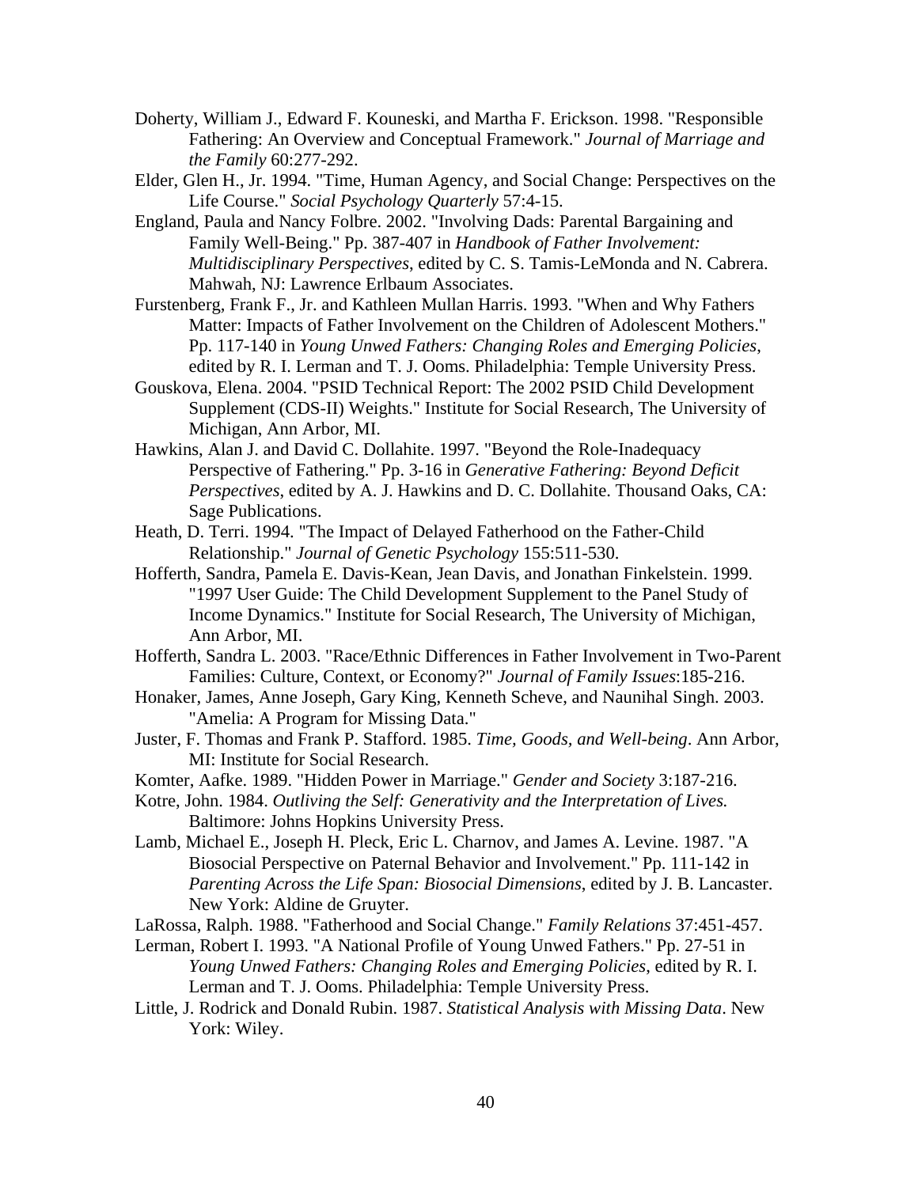Doherty, William J., Edward F. Kouneski, and Martha F. Erickson. 1998. "Responsible Fathering: An Overview and Conceptual Framework." *Journal of Marriage and the Family* 60:277-292.

Elder, Glen H., Jr. 1994. "Time, Human Agency, and Social Change: Perspectives on the Life Course." *Social Psychology Quarterly* 57:4-15.

England, Paula and Nancy Folbre. 2002. "Involving Dads: Parental Bargaining and Family Well-Being." Pp. 387-407 in *Handbook of Father Involvement: Multidisciplinary Perspectives*, edited by C. S. Tamis-LeMonda and N. Cabrera. Mahwah, NJ: Lawrence Erlbaum Associates.

Furstenberg, Frank F., Jr. and Kathleen Mullan Harris. 1993. "When and Why Fathers Matter: Impacts of Father Involvement on the Children of Adolescent Mothers." Pp. 117-140 in *Young Unwed Fathers: Changing Roles and Emerging Policies*, edited by R. I. Lerman and T. J. Ooms. Philadelphia: Temple University Press.

Gouskova, Elena. 2004. "PSID Technical Report: The 2002 PSID Child Development Supplement (CDS-II) Weights." Institute for Social Research, The University of Michigan, Ann Arbor, MI.

Hawkins, Alan J. and David C. Dollahite. 1997. "Beyond the Role-Inadequacy Perspective of Fathering." Pp. 3-16 in *Generative Fathering: Beyond Deficit Perspectives*, edited by A. J. Hawkins and D. C. Dollahite. Thousand Oaks, CA: Sage Publications.

Heath, D. Terri. 1994. "The Impact of Delayed Fatherhood on the Father-Child Relationship." *Journal of Genetic Psychology* 155:511-530.

Hofferth, Sandra, Pamela E. Davis-Kean, Jean Davis, and Jonathan Finkelstein. 1999. "1997 User Guide: The Child Development Supplement to the Panel Study of Income Dynamics." Institute for Social Research, The University of Michigan, Ann Arbor, MI.

Hofferth, Sandra L. 2003. "Race/Ethnic Differences in Father Involvement in Two-Parent Families: Culture, Context, or Economy?" *Journal of Family Issues*:185-216.

Honaker, James, Anne Joseph, Gary King, Kenneth Scheve, and Naunihal Singh. 2003. "Amelia: A Program for Missing Data."

Juster, F. Thomas and Frank P. Stafford. 1985. *Time, Goods, and Well-being*. Ann Arbor, MI: Institute for Social Research.

Komter, Aafke. 1989. "Hidden Power in Marriage." *Gender and Society* 3:187-216.

Kotre, John. 1984. *Outliving the Self: Generativity and the Interpretation of Lives.* Baltimore: Johns Hopkins University Press.

Lamb, Michael E., Joseph H. Pleck, Eric L. Charnov, and James A. Levine. 1987. "A Biosocial Perspective on Paternal Behavior and Involvement." Pp. 111-142 in *Parenting Across the Life Span: Biosocial Dimensions*, edited by J. B. Lancaster. New York: Aldine de Gruyter.

LaRossa, Ralph. 1988. "Fatherhood and Social Change." *Family Relations* 37:451-457.

Lerman, Robert I. 1993. "A National Profile of Young Unwed Fathers." Pp. 27-51 in *Young Unwed Fathers: Changing Roles and Emerging Policies*, edited by R. I. Lerman and T. J. Ooms. Philadelphia: Temple University Press.

Little, J. Rodrick and Donald Rubin. 1987. *Statistical Analysis with Missing Data*. New York: Wiley.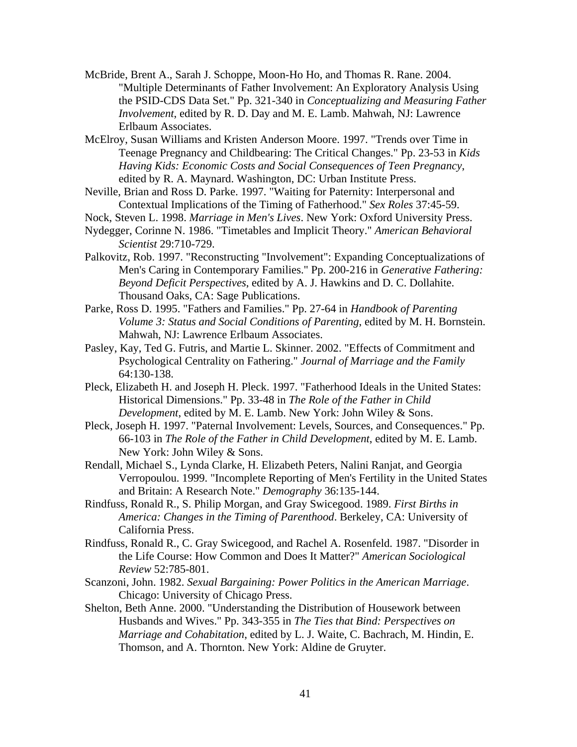McBride, Brent A., Sarah J. Schoppe, Moon-Ho Ho, and Thomas R. Rane. 2004. "Multiple Determinants of Father Involvement: An Exploratory Analysis Using the PSID-CDS Data Set." Pp. 321-340 in *Conceptualizing and Measuring Father Involvement*, edited by R. D. Day and M. E. Lamb. Mahwah, NJ: Lawrence Erlbaum Associates.

McElroy, Susan Williams and Kristen Anderson Moore. 1997. "Trends over Time in Teenage Pregnancy and Childbearing: The Critical Changes." Pp. 23-53 in *Kids Having Kids: Economic Costs and Social Consequences of Teen Pregnancy*, edited by R. A. Maynard. Washington, DC: Urban Institute Press.

Neville, Brian and Ross D. Parke. 1997. "Waiting for Paternity: Interpersonal and Contextual Implications of the Timing of Fatherhood." *Sex Roles* 37:45-59.

Nock, Steven L. 1998. *Marriage in Men's Lives*. New York: Oxford University Press.

Nydegger, Corinne N. 1986. "Timetables and Implicit Theory." *American Behavioral Scientist* 29:710-729.

Palkovitz, Rob. 1997. "Reconstructing "Involvement": Expanding Conceptualizations of Men's Caring in Contemporary Families." Pp. 200-216 in *Generative Fathering: Beyond Deficit Perspectives*, edited by A. J. Hawkins and D. C. Dollahite. Thousand Oaks, CA: Sage Publications.

Parke, Ross D. 1995. "Fathers and Families." Pp. 27-64 in *Handbook of Parenting Volume 3: Status and Social Conditions of Parenting*, edited by M. H. Bornstein. Mahwah, NJ: Lawrence Erlbaum Associates.

Pasley, Kay, Ted G. Futris, and Martie L. Skinner. 2002. "Effects of Commitment and Psychological Centrality on Fathering." *Journal of Marriage and the Family* 64:130-138.

Pleck, Elizabeth H. and Joseph H. Pleck. 1997. "Fatherhood Ideals in the United States: Historical Dimensions." Pp. 33-48 in *The Role of the Father in Child Development*, edited by M. E. Lamb. New York: John Wiley & Sons.

Pleck, Joseph H. 1997. "Paternal Involvement: Levels, Sources, and Consequences." Pp. 66-103 in *The Role of the Father in Child Development*, edited by M. E. Lamb. New York: John Wiley & Sons.

Rendall, Michael S., Lynda Clarke, H. Elizabeth Peters, Nalini Ranjat, and Georgia Verropoulou. 1999. "Incomplete Reporting of Men's Fertility in the United States and Britain: A Research Note." *Demography* 36:135-144.

Rindfuss, Ronald R., S. Philip Morgan, and Gray Swicegood. 1989. *First Births in America: Changes in the Timing of Parenthood*. Berkeley, CA: University of California Press.

Rindfuss, Ronald R., C. Gray Swicegood, and Rachel A. Rosenfeld. 1987. "Disorder in the Life Course: How Common and Does It Matter?" *American Sociological Review* 52:785-801.

Scanzoni, John. 1982. *Sexual Bargaining: Power Politics in the American Marriage*. Chicago: University of Chicago Press.

Shelton, Beth Anne. 2000. "Understanding the Distribution of Housework between Husbands and Wives." Pp. 343-355 in *The Ties that Bind: Perspectives on Marriage and Cohabitation*, edited by L. J. Waite, C. Bachrach, M. Hindin, E. Thomson, and A. Thornton. New York: Aldine de Gruyter.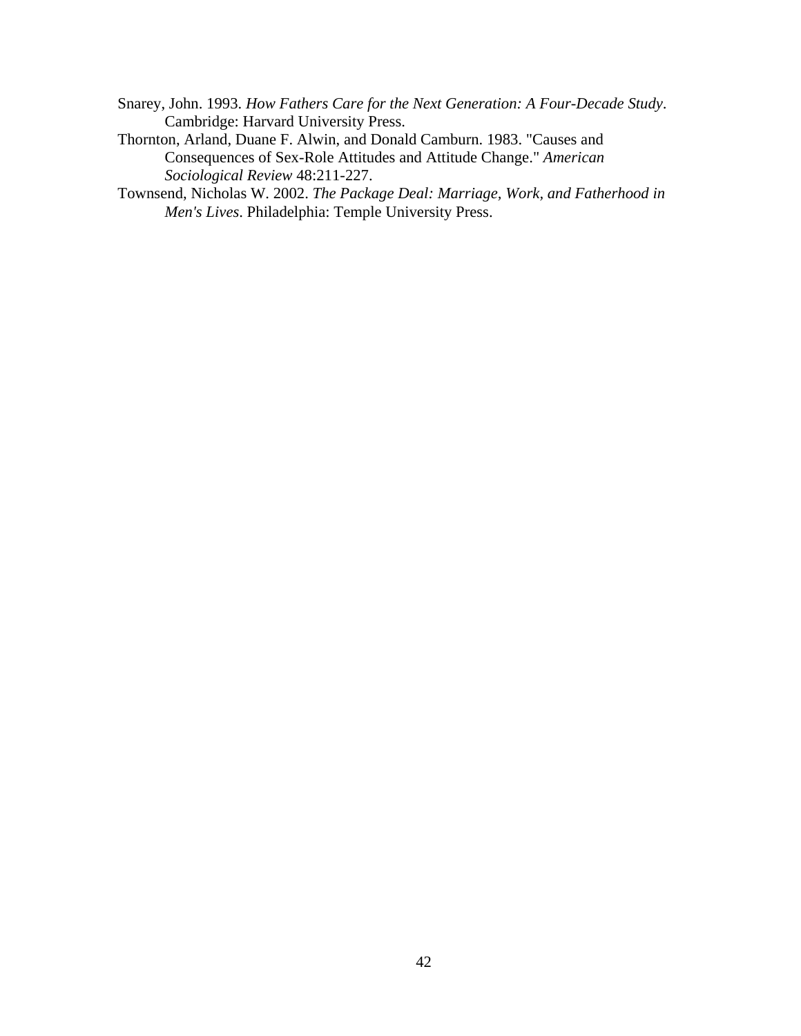Snarey, John. 1993. *How Fathers Care for the Next Generation: A Four-Decade Study*. Cambridge: Harvard University Press.

Thornton, Arland, Duane F. Alwin, and Donald Camburn. 1983. "Causes and Consequences of Sex-Role Attitudes and Attitude Change." *American Sociological Review* 48:211-227.

Townsend, Nicholas W. 2002. *The Package Deal: Marriage, Work, and Fatherhood in Men's Lives*. Philadelphia: Temple University Press.